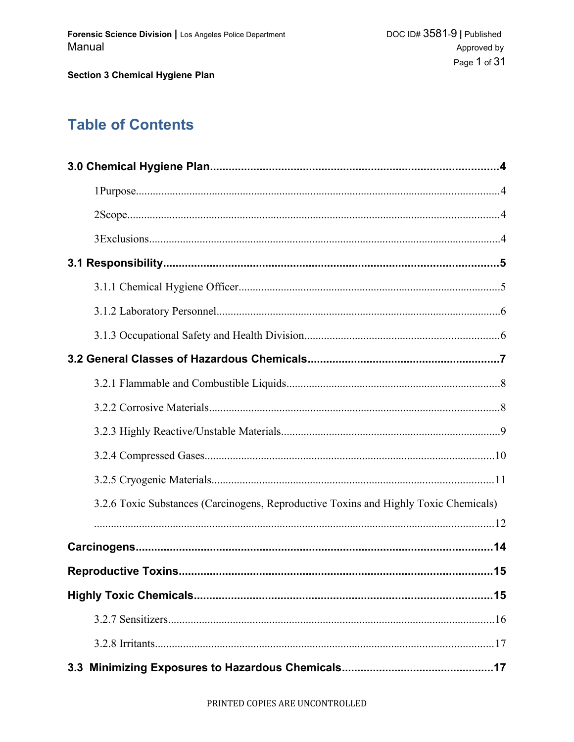# Table of Contents

**3.0 Chemical Hygiene Plan** .......... 4

- 1Purpose .......... 4
- 2Scope .......... 4
- 3Exclusions .......... 4

**3.1 Responsibility** .......... 5

- 3.1.1 Chemical Hygiene Officer .......... 5
- 3.1.2 Laboratory Personnel .......... 6
- 3.1.3 Occupational Safety and Health Division .......... 6

**3.2 General Classes of Hazardous Chemicals** .......... 7

- 3.2.1 Flammable and Combustible Liquids .......... 8
- 3.2.2 Corrosive Materials .......... 8
- 3.2.3 Highly Reactive/Unstable Materials .......... 9
- 3.2.4 Compressed Gases .......... 10
- 3.2.5 Cryogenic Materials .......... 11
- 3.2.6 Toxic Substances (Carcinogens, Reproductive Toxins and Highly Toxic Chemicals) .......... 12

**Carcinogens** .......... 14

**Reproductive Toxins** .......... 15

**Highly Toxic Chemicals** .......... 15

- 3.2.7 Sensitizers .......... 16
- 3.2.8 Irritants .......... 17

**3.3 Minimizing Exposures to Hazardous Chemicals** .......... 17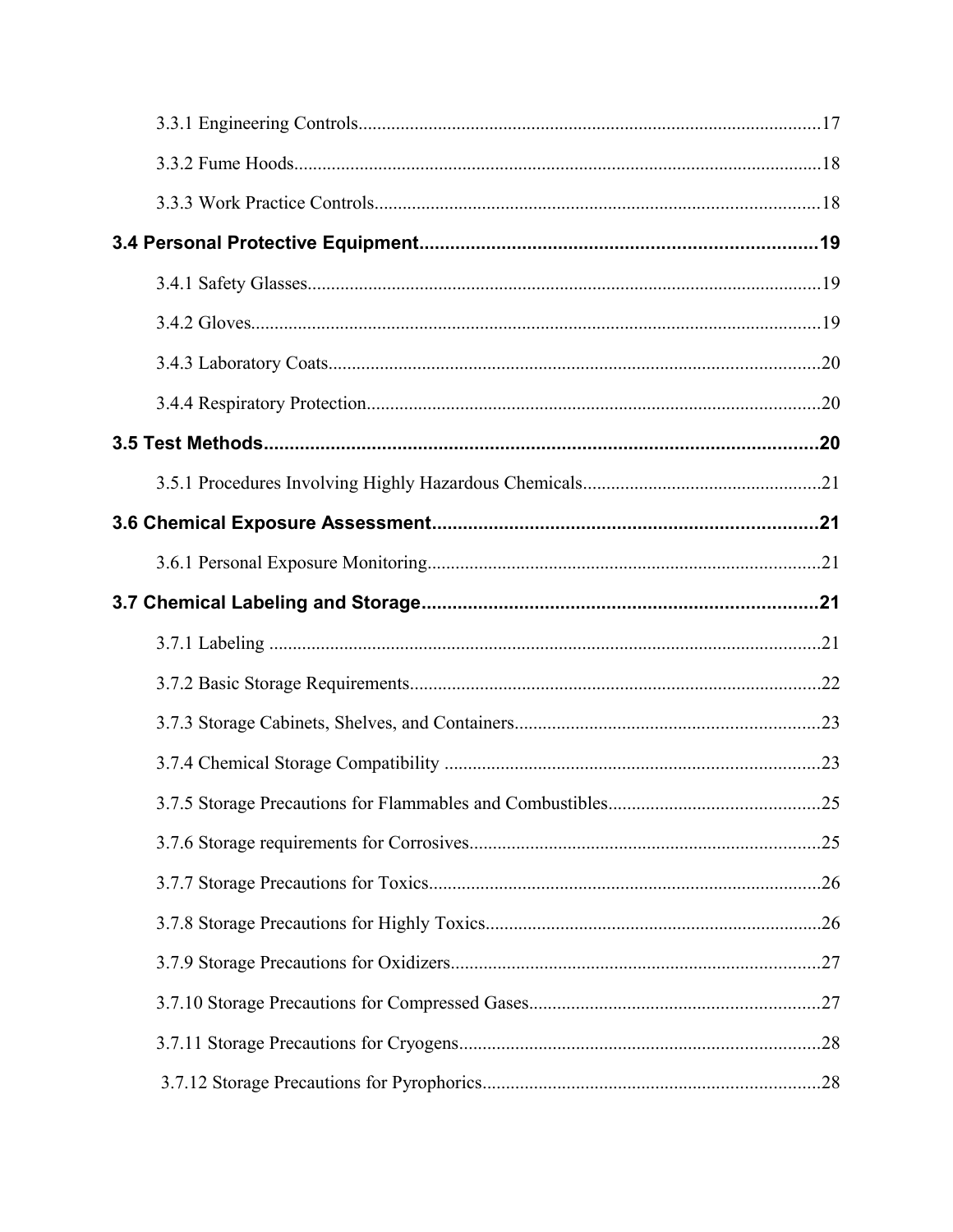3.3.1 Engineering Controls....................................................................................................17

3.3.2 Fume Hoods.....................................................................................................................18

3.3.3 Work Practice Controls..................................................................................................18

**3.4 Personal Protective Equipment..............................................................................19**

3.4.1 Safety Glasses.................................................................................................................19

3.4.2 Gloves.............................................................................................................................19

3.4.3 Laboratory Coats.............................................................................................................20

3.4.4 Respiratory Protection.....................................................................................................20

**3.5 Test Methods.................................................................................................................20**

3.5.1 Procedures Involving Highly Hazardous Chemicals......................................................21

**3.6 Chemical Exposure Assessment..................................................................................21**

3.6.1 Personal Exposure Monitoring........................................................................................21

**3.7 Chemical Labeling and Storage...................................................................................21**

3.7.1 Labeling ..........................................................................................................................21

3.7.2 Basic Storage Requirements...........................................................................................22

3.7.3 Storage Cabinets, Shelves, and Containers.....................................................................23

3.7.4 Chemical Storage Compatibility ....................................................................................23

3.7.5 Storage Precautions for Flammables and Combustibles.................................................25

3.7.6 Storage requirements for Corrosives...............................................................................25

3.7.7 Storage Precautions for Toxics........................................................................................26

3.7.8 Storage Precautions for Highly Toxics............................................................................26

3.7.9 Storage Precautions for Oxidizers...................................................................................27

3.7.10 Storage Precautions for Compressed Gases..................................................................27

3.7.11 Storage Precautions for Cryogens..................................................................................28

3.7.12 Storage Precautions for Pyrophorics.............................................................................28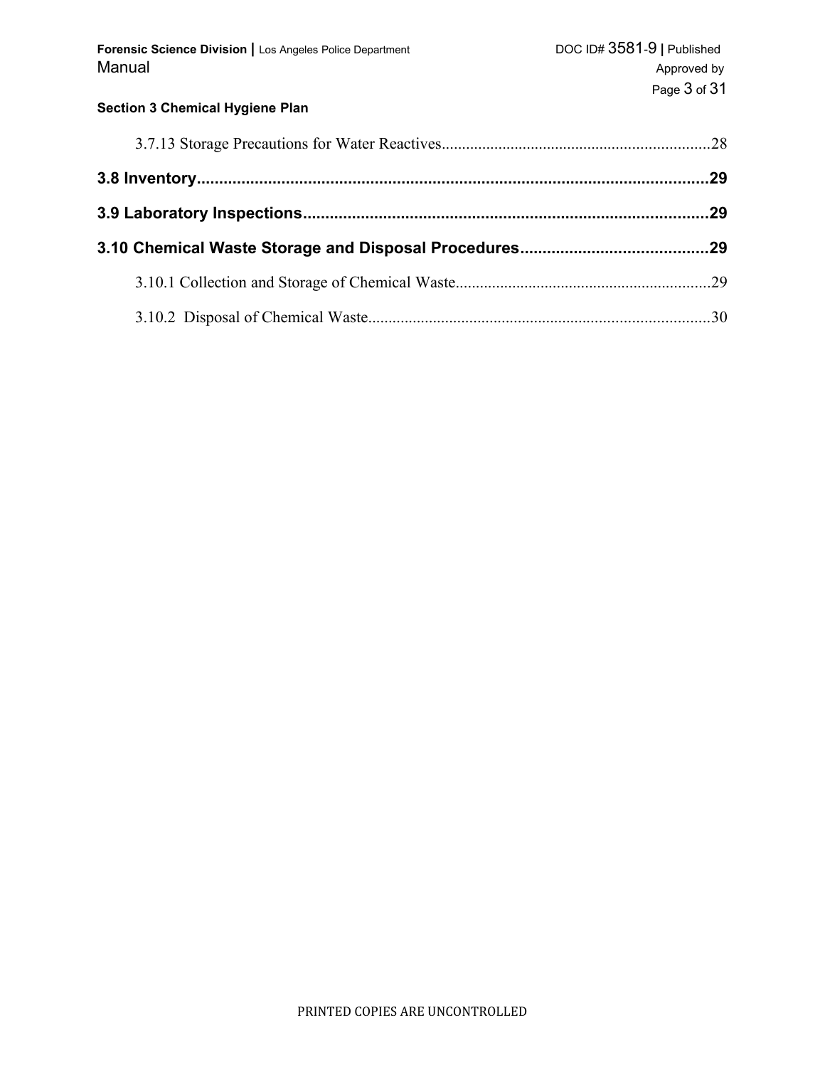3.7.13 Storage Precautions for Water Reactives ........................................................ 28

**3.8 Inventory ........................................................................................ 29**

**3.9 Laboratory Inspections ................................................................... 29**

**3.10 Chemical Waste Storage and Disposal Procedures ............................ 29**

3.10.1 Collection and Storage of Chemical Waste ............................................. 29

3.10.2 Disposal of Chemical Waste ................................................................ 30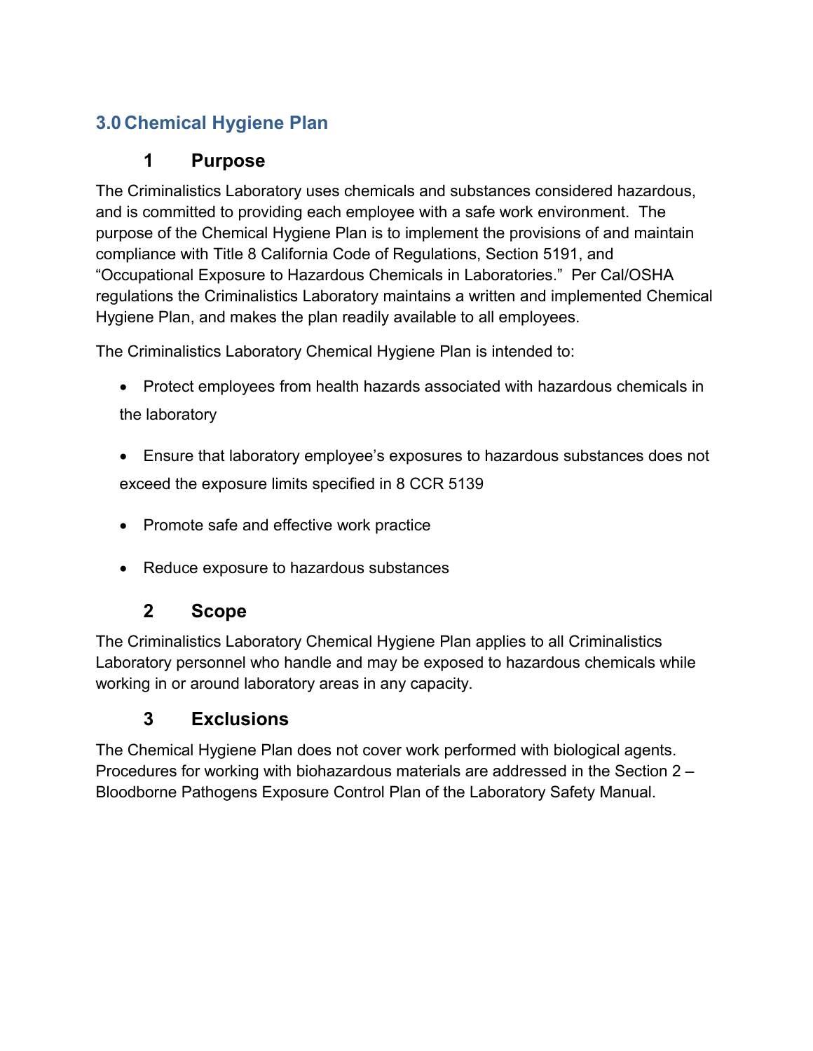## 3.0 Chemical Hygiene Plan

### 1 Purpose

The Criminalistics Laboratory uses chemicals and substances considered hazardous, and is committed to providing each employee with a safe work environment. The purpose of the Chemical Hygiene Plan is to implement the provisions of and maintain compliance with Title 8 California Code of Regulations, Section 5191, and "Occupational Exposure to Hazardous Chemicals in Laboratories." Per Cal/OSHA regulations the Criminalistics Laboratory maintains a written and implemented Chemical Hygiene Plan, and makes the plan readily available to all employees.

The Criminalistics Laboratory Chemical Hygiene Plan is intended to:

- Protect employees from health hazards associated with hazardous chemicals in the laboratory
- Ensure that laboratory employee's exposures to hazardous substances does not exceed the exposure limits specified in 8 CCR 5139
- Promote safe and effective work practice
- Reduce exposure to hazardous substances

### 2 Scope

The Criminalistics Laboratory Chemical Hygiene Plan applies to all Criminalistics Laboratory personnel who handle and may be exposed to hazardous chemicals while working in or around laboratory areas in any capacity.

### 3 Exclusions

The Chemical Hygiene Plan does not cover work performed with biological agents. Procedures for working with biohazardous materials are addressed in the Section 2 – Bloodborne Pathogens Exposure Control Plan of the Laboratory Safety Manual.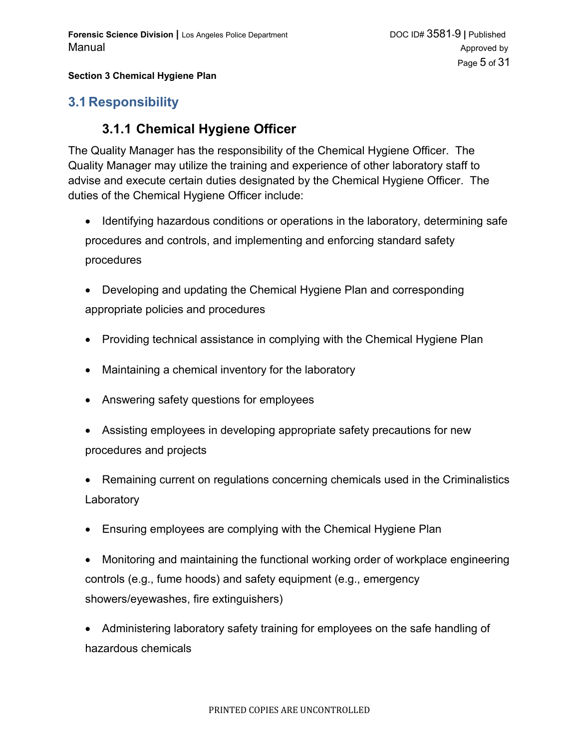**Section 3 Chemical Hygiene Plan**

## 3.1 Responsibility

### 3.1.1 Chemical Hygiene Officer

The Quality Manager has the responsibility of the Chemical Hygiene Officer. The Quality Manager may utilize the training and experience of other laboratory staff to advise and execute certain duties designated by the Chemical Hygiene Officer. The duties of the Chemical Hygiene Officer include:

- Identifying hazardous conditions or operations in the laboratory, determining safe procedures and controls, and implementing and enforcing standard safety procedures
- Developing and updating the Chemical Hygiene Plan and corresponding appropriate policies and procedures
- Providing technical assistance in complying with the Chemical Hygiene Plan
- Maintaining a chemical inventory for the laboratory
- Answering safety questions for employees
- Assisting employees in developing appropriate safety precautions for new procedures and projects
- Remaining current on regulations concerning chemicals used in the Criminalistics Laboratory
- Ensuring employees are complying with the Chemical Hygiene Plan
- Monitoring and maintaining the functional working order of workplace engineering controls (e.g., fume hoods) and safety equipment (e.g., emergency showers/eyewashes, fire extinguishers)
- Administering laboratory safety training for employees on the safe handling of hazardous chemicals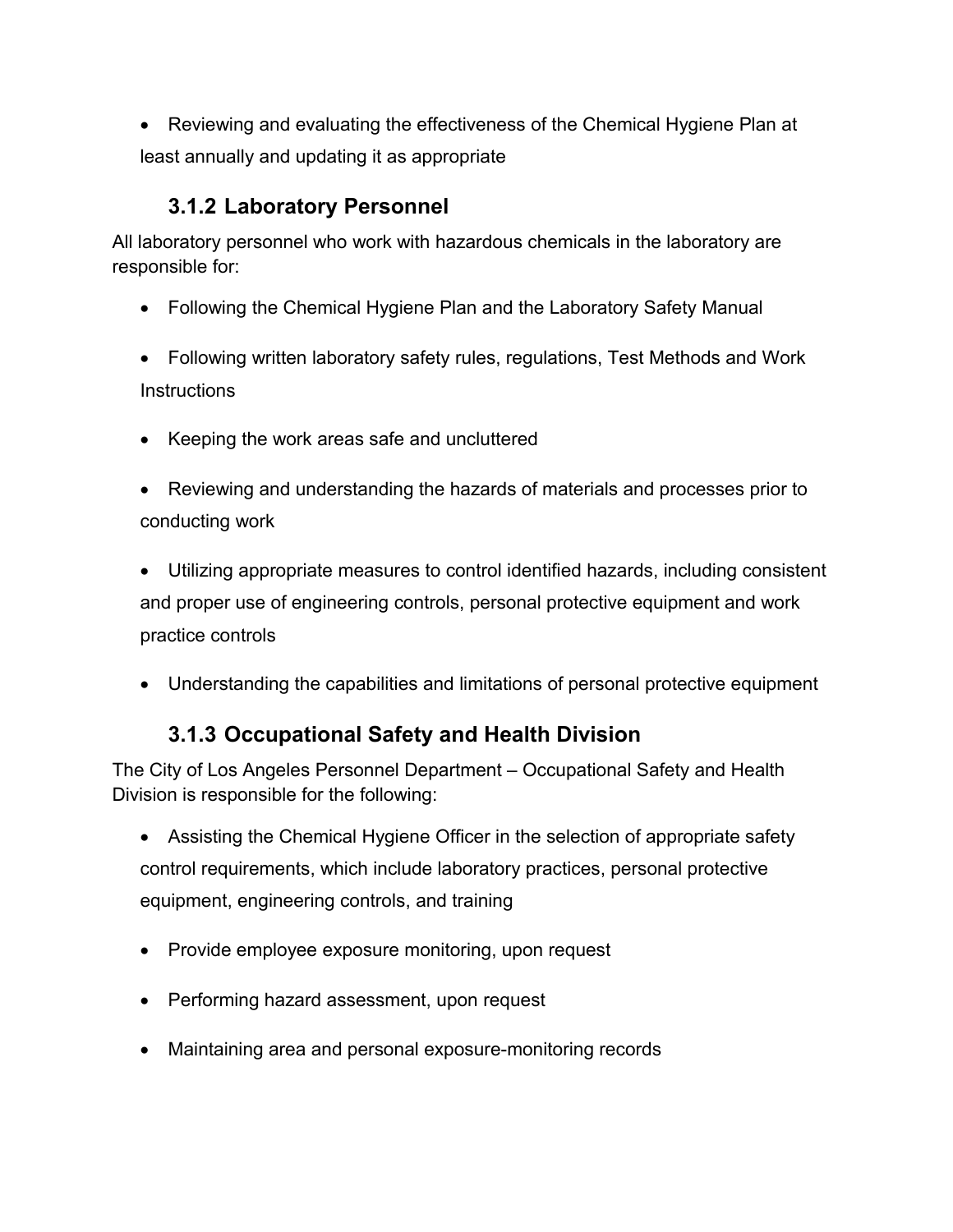- Reviewing and evaluating the effectiveness of the Chemical Hygiene Plan at least annually and updating it as appropriate

### 3.1.2 Laboratory Personnel

All laboratory personnel who work with hazardous chemicals in the laboratory are responsible for:

- Following the Chemical Hygiene Plan and the Laboratory Safety Manual
- Following written laboratory safety rules, regulations, Test Methods and Work Instructions
- Keeping the work areas safe and uncluttered
- Reviewing and understanding the hazards of materials and processes prior to conducting work
- Utilizing appropriate measures to control identified hazards, including consistent and proper use of engineering controls, personal protective equipment and work practice controls
- Understanding the capabilities and limitations of personal protective equipment

### 3.1.3 Occupational Safety and Health Division

The City of Los Angeles Personnel Department – Occupational Safety and Health Division is responsible for the following:

- Assisting the Chemical Hygiene Officer in the selection of appropriate safety control requirements, which include laboratory practices, personal protective equipment, engineering controls, and training
- Provide employee exposure monitoring, upon request
- Performing hazard assessment, upon request
- Maintaining area and personal exposure-monitoring records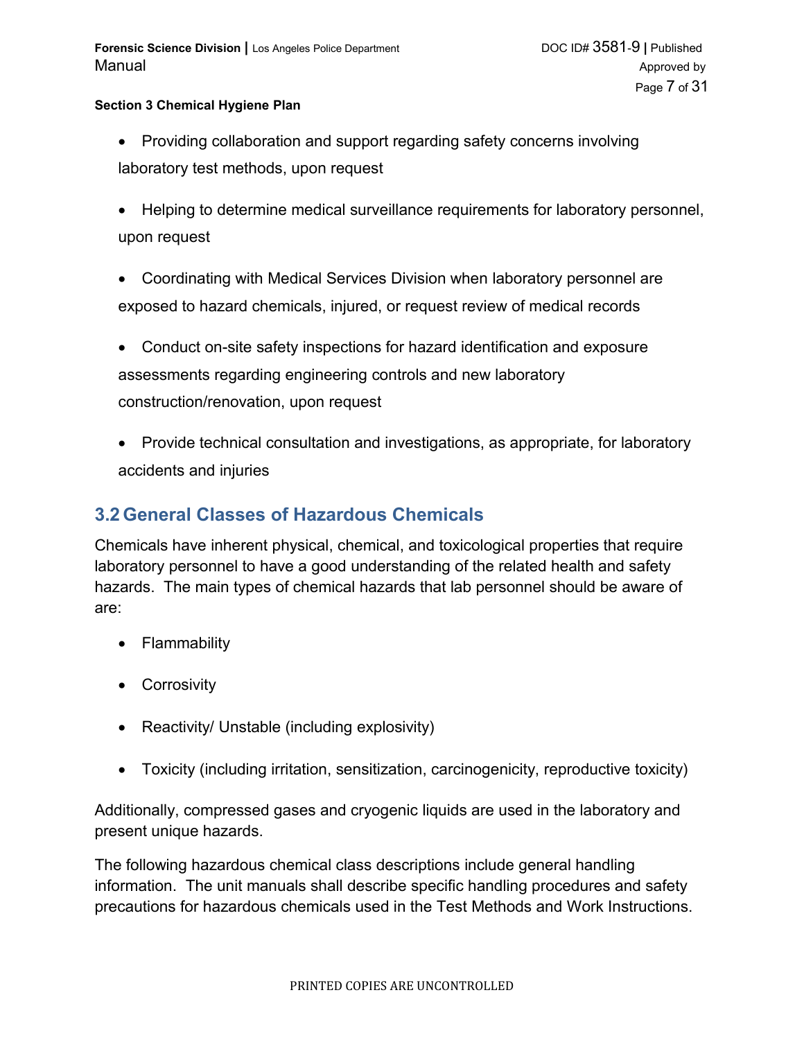- Providing collaboration and support regarding safety concerns involving laboratory test methods, upon request
- Helping to determine medical surveillance requirements for laboratory personnel, upon request
- Coordinating with Medical Services Division when laboratory personnel are exposed to hazard chemicals, injured, or request review of medical records
- Conduct on-site safety inspections for hazard identification and exposure assessments regarding engineering controls and new laboratory construction/renovation, upon request
- Provide technical consultation and investigations, as appropriate, for laboratory accidents and injuries

## 3.2 General Classes of Hazardous Chemicals

Chemicals have inherent physical, chemical, and toxicological properties that require laboratory personnel to have a good understanding of the related health and safety hazards. The main types of chemical hazards that lab personnel should be aware of are:

- Flammability
- Corrosivity
- Reactivity/ Unstable (including explosivity)
- Toxicity (including irritation, sensitization, carcinogenicity, reproductive toxicity)

Additionally, compressed gases and cryogenic liquids are used in the laboratory and present unique hazards.

The following hazardous chemical class descriptions include general handling information. The unit manuals shall describe specific handling procedures and safety precautions for hazardous chemicals used in the Test Methods and Work Instructions.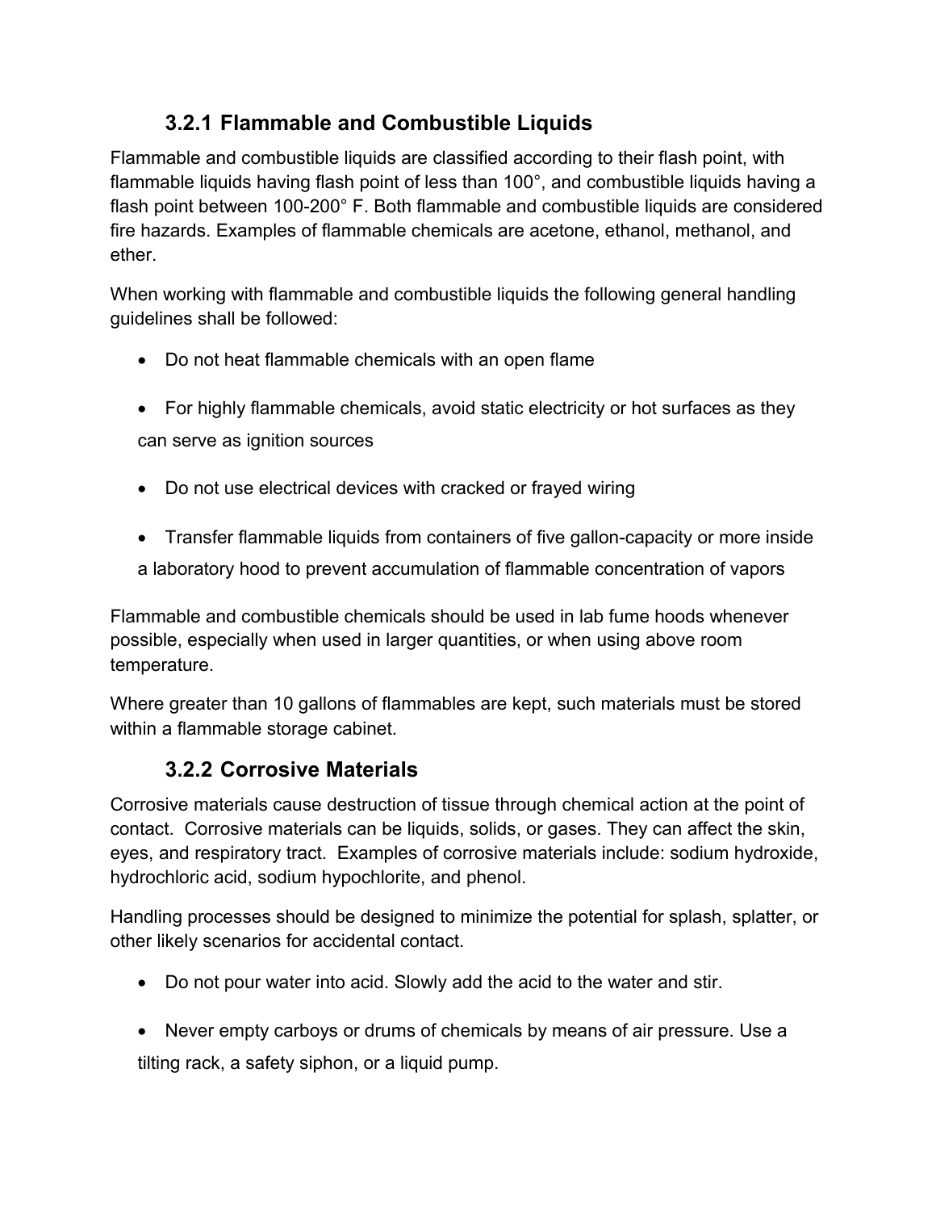### 3.2.1 Flammable and Combustible Liquids

Flammable and combustible liquids are classified according to their flash point, with flammable liquids having flash point of less than 100°, and combustible liquids having a flash point between 100-200° F. Both flammable and combustible liquids are considered fire hazards. Examples of flammable chemicals are acetone, ethanol, methanol, and ether.

When working with flammable and combustible liquids the following general handling guidelines shall be followed:

- Do not heat flammable chemicals with an open flame
- For highly flammable chemicals, avoid static electricity or hot surfaces as they can serve as ignition sources
- Do not use electrical devices with cracked or frayed wiring
- Transfer flammable liquids from containers of five gallon-capacity or more inside a laboratory hood to prevent accumulation of flammable concentration of vapors

Flammable and combustible chemicals should be used in lab fume hoods whenever possible, especially when used in larger quantities, or when using above room temperature.

Where greater than 10 gallons of flammables are kept, such materials must be stored within a flammable storage cabinet.

### 3.2.2 Corrosive Materials

Corrosive materials cause destruction of tissue through chemical action at the point of contact. Corrosive materials can be liquids, solids, or gases. They can affect the skin, eyes, and respiratory tract. Examples of corrosive materials include: sodium hydroxide, hydrochloric acid, sodium hypochlorite, and phenol.

Handling processes should be designed to minimize the potential for splash, splatter, or other likely scenarios for accidental contact.

- Do not pour water into acid. Slowly add the acid to the water and stir.
- Never empty carboys or drums of chemicals by means of air pressure. Use a tilting rack, a safety siphon, or a liquid pump.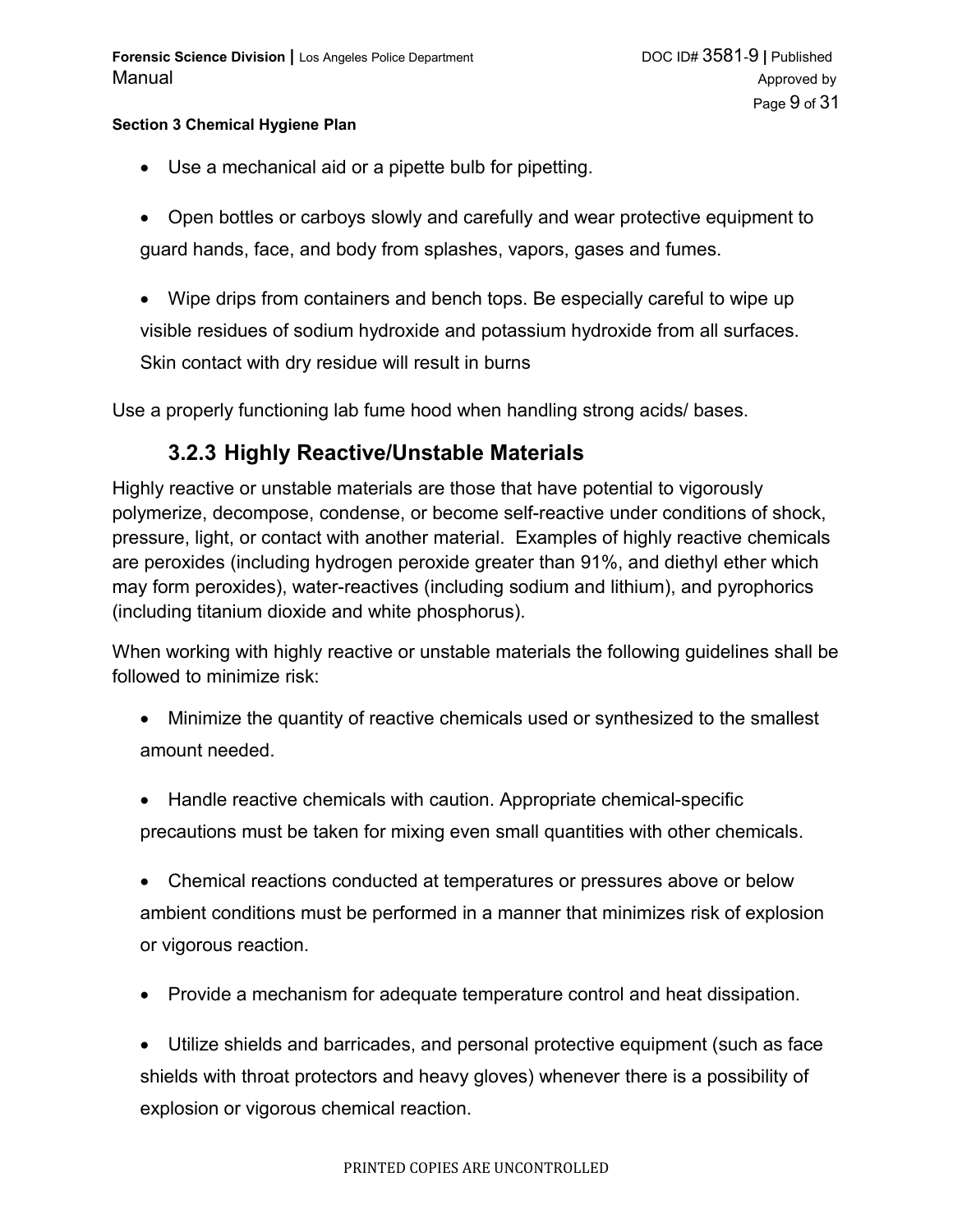- Use a mechanical aid or a pipette bulb for pipetting.

- Open bottles or carboys slowly and carefully and wear protective equipment to guard hands, face, and body from splashes, vapors, gases and fumes.

- Wipe drips from containers and bench tops. Be especially careful to wipe up visible residues of sodium hydroxide and potassium hydroxide from all surfaces. Skin contact with dry residue will result in burns

Use a properly functioning lab fume hood when handling strong acids/ bases.

### 3.2.3 Highly Reactive/Unstable Materials

Highly reactive or unstable materials are those that have potential to vigorously polymerize, decompose, condense, or become self-reactive under conditions of shock, pressure, light, or contact with another material. Examples of highly reactive chemicals are peroxides (including hydrogen peroxide greater than 91%, and diethyl ether which may form peroxides), water-reactives (including sodium and lithium), and pyrophorics (including titanium dioxide and white phosphorus).

When working with highly reactive or unstable materials the following guidelines shall be followed to minimize risk:

- Minimize the quantity of reactive chemicals used or synthesized to the smallest amount needed.

- Handle reactive chemicals with caution. Appropriate chemical-specific precautions must be taken for mixing even small quantities with other chemicals.

- Chemical reactions conducted at temperatures or pressures above or below ambient conditions must be performed in a manner that minimizes risk of explosion or vigorous reaction.

- Provide a mechanism for adequate temperature control and heat dissipation.

- Utilize shields and barricades, and personal protective equipment (such as face shields with throat protectors and heavy gloves) whenever there is a possibility of explosion or vigorous chemical reaction.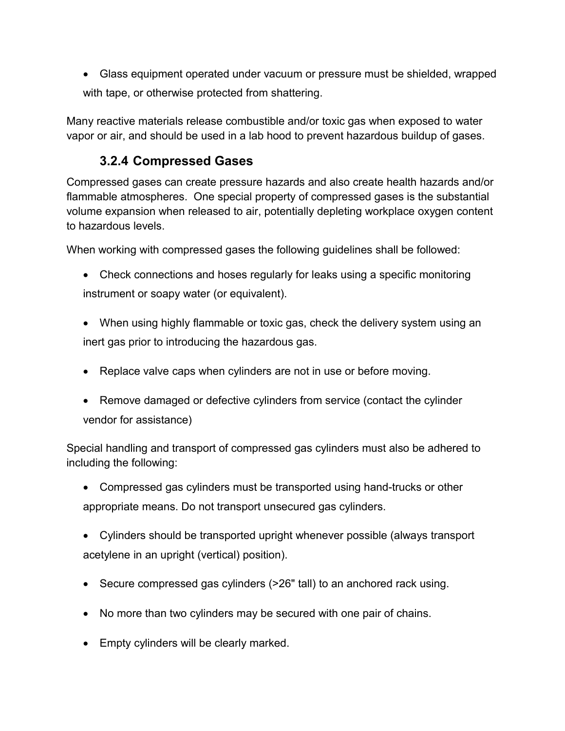- Glass equipment operated under vacuum or pressure must be shielded, wrapped with tape, or otherwise protected from shattering.

Many reactive materials release combustible and/or toxic gas when exposed to water vapor or air, and should be used in a lab hood to prevent hazardous buildup of gases.

### 3.2.4 Compressed Gases

Compressed gases can create pressure hazards and also create health hazards and/or flammable atmospheres. One special property of compressed gases is the substantial volume expansion when released to air, potentially depleting workplace oxygen content to hazardous levels.

When working with compressed gases the following guidelines shall be followed:

- Check connections and hoses regularly for leaks using a specific monitoring instrument or soapy water (or equivalent).
- When using highly flammable or toxic gas, check the delivery system using an inert gas prior to introducing the hazardous gas.
- Replace valve caps when cylinders are not in use or before moving.
- Remove damaged or defective cylinders from service (contact the cylinder vendor for assistance)

Special handling and transport of compressed gas cylinders must also be adhered to including the following:

- Compressed gas cylinders must be transported using hand-trucks or other appropriate means. Do not transport unsecured gas cylinders.
- Cylinders should be transported upright whenever possible (always transport acetylene in an upright (vertical) position).
- Secure compressed gas cylinders (>26" tall) to an anchored rack using.
- No more than two cylinders may be secured with one pair of chains.
- Empty cylinders will be clearly marked.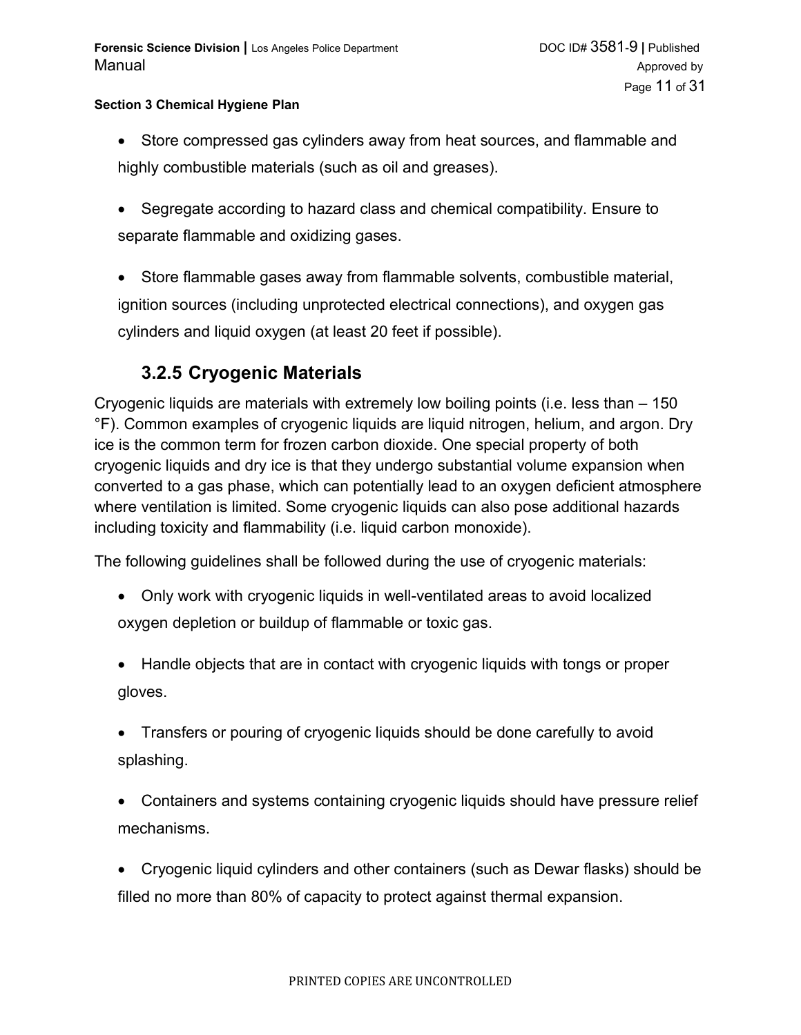- Store compressed gas cylinders away from heat sources, and flammable and highly combustible materials (such as oil and greases).
- Segregate according to hazard class and chemical compatibility. Ensure to separate flammable and oxidizing gases.
- Store flammable gases away from flammable solvents, combustible material, ignition sources (including unprotected electrical connections), and oxygen gas cylinders and liquid oxygen (at least 20 feet if possible).

### 3.2.5 Cryogenic Materials

Cryogenic liquids are materials with extremely low boiling points (i.e. less than – 150 °F). Common examples of cryogenic liquids are liquid nitrogen, helium, and argon. Dry ice is the common term for frozen carbon dioxide. One special property of both cryogenic liquids and dry ice is that they undergo substantial volume expansion when converted to a gas phase, which can potentially lead to an oxygen deficient atmosphere where ventilation is limited. Some cryogenic liquids can also pose additional hazards including toxicity and flammability (i.e. liquid carbon monoxide).

The following guidelines shall be followed during the use of cryogenic materials:

- Only work with cryogenic liquids in well-ventilated areas to avoid localized oxygen depletion or buildup of flammable or toxic gas.
- Handle objects that are in contact with cryogenic liquids with tongs or proper gloves.
- Transfers or pouring of cryogenic liquids should be done carefully to avoid splashing.
- Containers and systems containing cryogenic liquids should have pressure relief mechanisms.
- Cryogenic liquid cylinders and other containers (such as Dewar flasks) should be filled no more than 80% of capacity to protect against thermal expansion.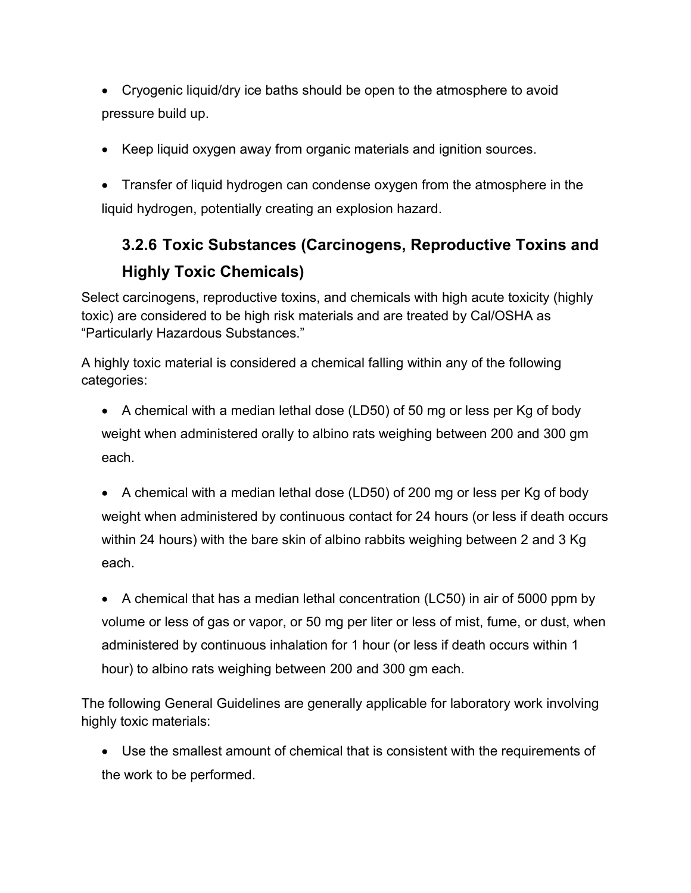- Cryogenic liquid/dry ice baths should be open to the atmosphere to avoid pressure build up.
- Keep liquid oxygen away from organic materials and ignition sources.
- Transfer of liquid hydrogen can condense oxygen from the atmosphere in the liquid hydrogen, potentially creating an explosion hazard.

### 3.2.6 Toxic Substances (Carcinogens, Reproductive Toxins and Highly Toxic Chemicals)

Select carcinogens, reproductive toxins, and chemicals with high acute toxicity (highly toxic) are considered to be high risk materials and are treated by Cal/OSHA as "Particularly Hazardous Substances."

A highly toxic material is considered a chemical falling within any of the following categories:

- A chemical with a median lethal dose (LD50) of 50 mg or less per Kg of body weight when administered orally to albino rats weighing between 200 and 300 gm each.
- A chemical with a median lethal dose (LD50) of 200 mg or less per Kg of body weight when administered by continuous contact for 24 hours (or less if death occurs within 24 hours) with the bare skin of albino rabbits weighing between 2 and 3 Kg each.
- A chemical that has a median lethal concentration (LC50) in air of 5000 ppm by volume or less of gas or vapor, or 50 mg per liter or less of mist, fume, or dust, when administered by continuous inhalation for 1 hour (or less if death occurs within 1 hour) to albino rats weighing between 200 and 300 gm each.

The following General Guidelines are generally applicable for laboratory work involving highly toxic materials:

- Use the smallest amount of chemical that is consistent with the requirements of the work to be performed.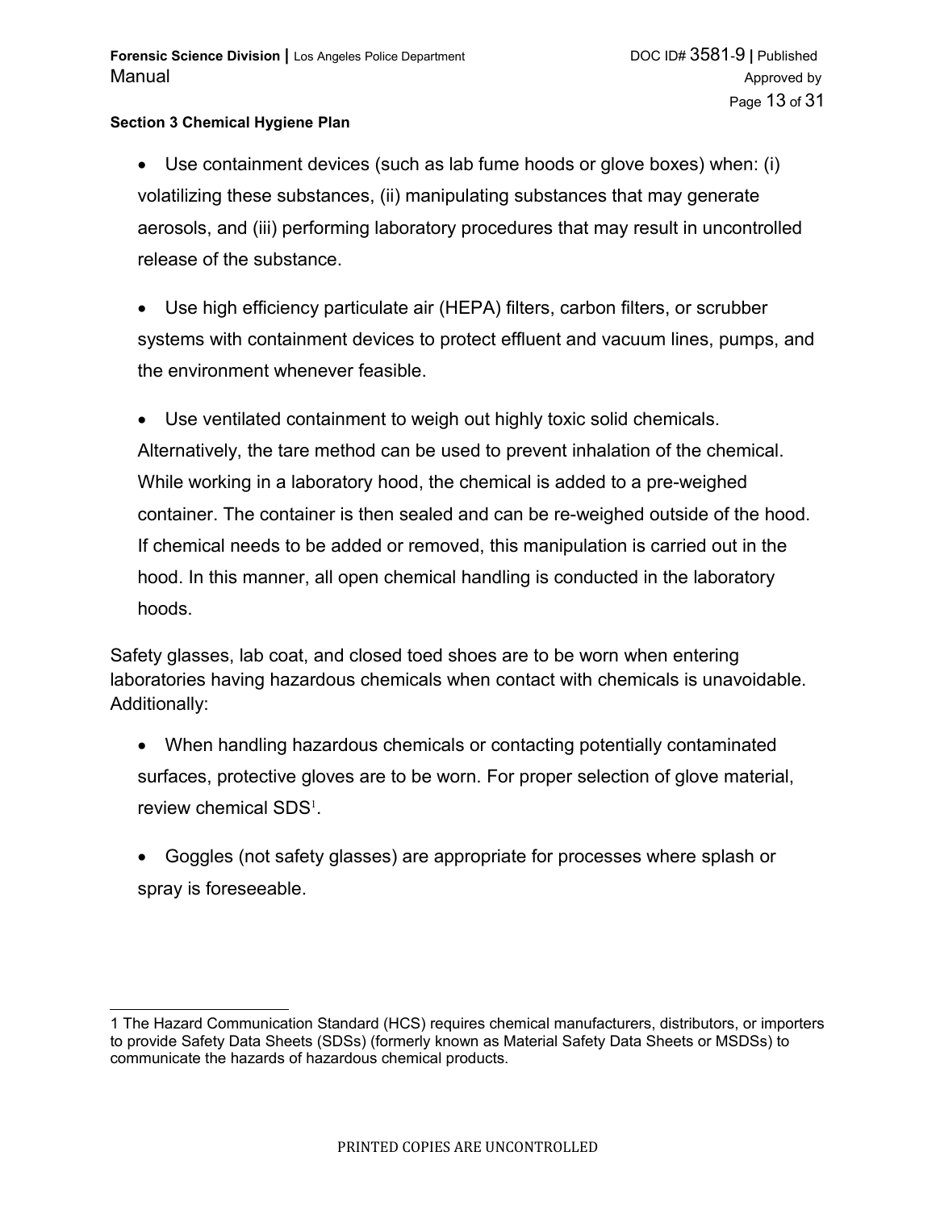- Use containment devices (such as lab fume hoods or glove boxes) when: (i) volatilizing these substances, (ii) manipulating substances that may generate aerosols, and (iii) performing laboratory procedures that may result in uncontrolled release of the substance.

- Use high efficiency particulate air (HEPA) filters, carbon filters, or scrubber systems with containment devices to protect effluent and vacuum lines, pumps, and the environment whenever feasible.

- Use ventilated containment to weigh out highly toxic solid chemicals. Alternatively, the tare method can be used to prevent inhalation of the chemical. While working in a laboratory hood, the chemical is added to a pre-weighed container. The container is then sealed and can be re-weighed outside of the hood. If chemical needs to be added or removed, this manipulation is carried out in the hood. In this manner, all open chemical handling is conducted in the laboratory hoods.

Safety glasses, lab coat, and closed toed shoes are to be worn when entering laboratories having hazardous chemicals when contact with chemicals is unavoidable. Additionally:

- When handling hazardous chemicals or contacting potentially contaminated surfaces, protective gloves are to be worn. For proper selection of glove material, review chemical SDS[1].

- Goggles (not safety glasses) are appropriate for processes where splash or spray is foreseeable.

---

1 The Hazard Communication Standard (HCS) requires chemical manufacturers, distributors, or importers to provide Safety Data Sheets (SDSs) (formerly known as Material Safety Data Sheets or MSDSs) to communicate the hazards of hazardous chemical products.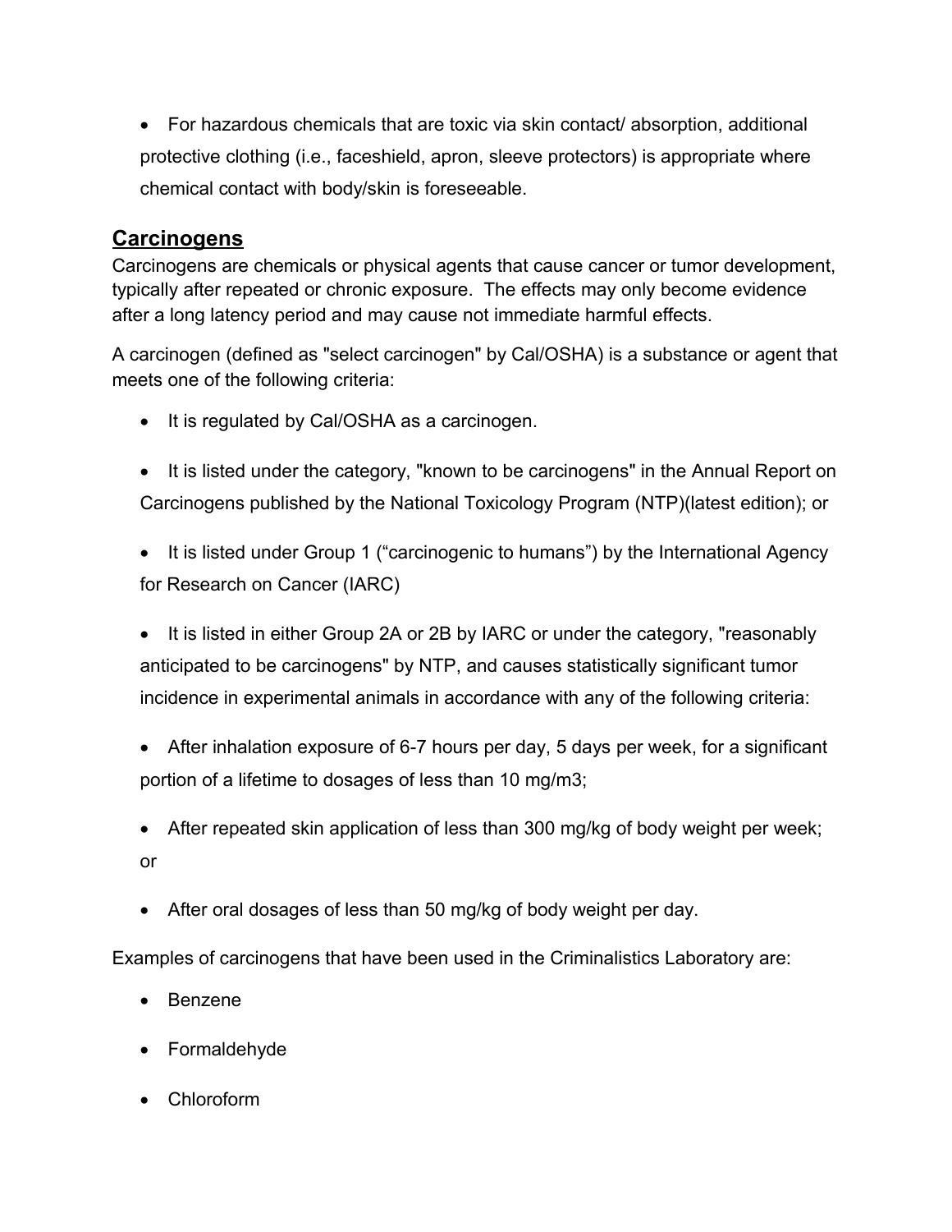- For hazardous chemicals that are toxic via skin contact/ absorption, additional protective clothing (i.e., faceshield, apron, sleeve protectors) is appropriate where chemical contact with body/skin is foreseeable.

## **Carcinogens**

Carcinogens are chemicals or physical agents that cause cancer or tumor development, typically after repeated or chronic exposure. The effects may only become evidence after a long latency period and may cause not immediate harmful effects.

A carcinogen (defined as "select carcinogen" by Cal/OSHA) is a substance or agent that meets one of the following criteria:

- It is regulated by Cal/OSHA as a carcinogen.
- It is listed under the category, "known to be carcinogens" in the Annual Report on Carcinogens published by the National Toxicology Program (NTP)(latest edition); or
- It is listed under Group 1 ("carcinogenic to humans") by the International Agency for Research on Cancer (IARC)
- It is listed in either Group 2A or 2B by IARC or under the category, "reasonably anticipated to be carcinogens" by NTP, and causes statistically significant tumor incidence in experimental animals in accordance with any of the following criteria:
- After inhalation exposure of 6-7 hours per day, 5 days per week, for a significant portion of a lifetime to dosages of less than 10 mg/m3;
- After repeated skin application of less than 300 mg/kg of body weight per week; or
- After oral dosages of less than 50 mg/kg of body weight per day.

Examples of carcinogens that have been used in the Criminalistics Laboratory are:

- Benzene
- Formaldehyde
- Chloroform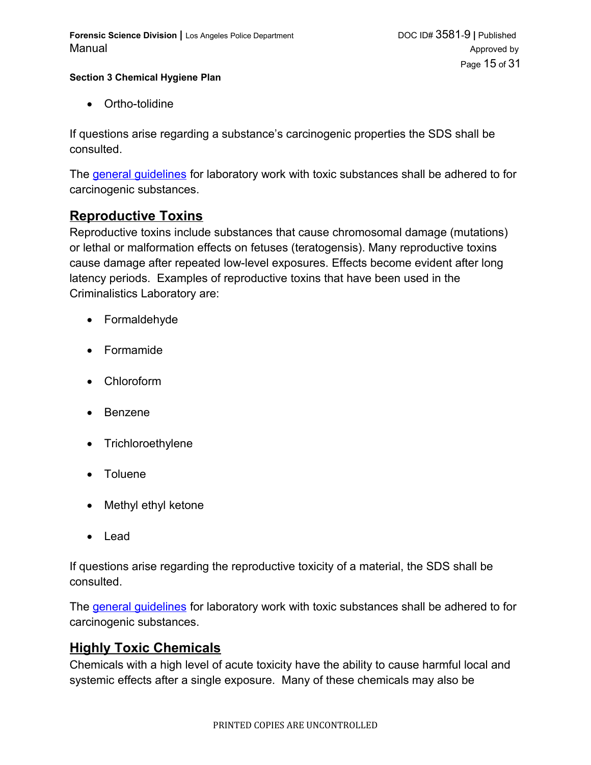- Ortho-tolidine

If questions arise regarding a substance's carcinogenic properties the SDS shall be consulted.

The [general guidelines](#) for laboratory work with toxic substances shall be adhered to for carcinogenic substances.

## Reproductive Toxins

Reproductive toxins include substances that cause chromosomal damage (mutations) or lethal or malformation effects on fetuses (teratogensis). Many reproductive toxins cause damage after repeated low-level exposures. Effects become evident after long latency periods. Examples of reproductive toxins that have been used in the Criminalistics Laboratory are:

- Formaldehyde
- Formamide
- Chloroform
- Benzene
- Trichloroethylene
- Toluene
- Methyl ethyl ketone
- Lead

If questions arise regarding the reproductive toxicity of a material, the SDS shall be consulted.

The [general guidelines](#) for laboratory work with toxic substances shall be adhered to for carcinogenic substances.

## Highly Toxic Chemicals

Chemicals with a high level of acute toxicity have the ability to cause harmful local and systemic effects after a single exposure. Many of these chemicals may also be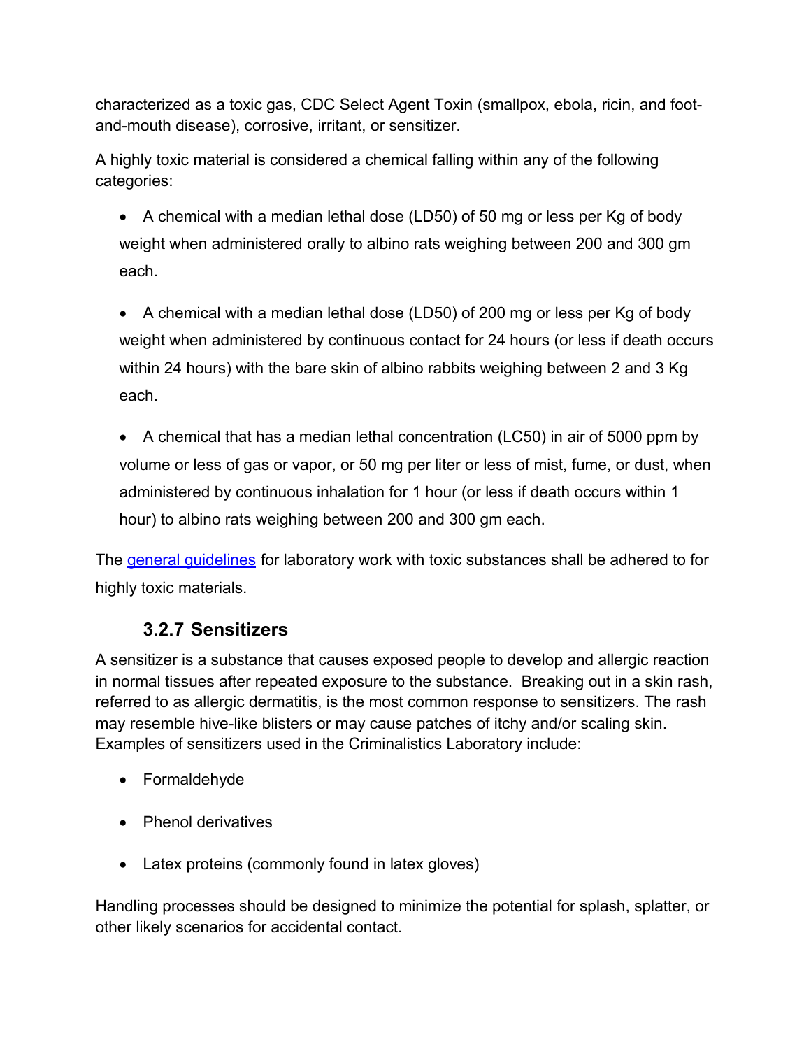characterized as a toxic gas, CDC Select Agent Toxin (smallpox, ebola, ricin, and foot-and-mouth disease), corrosive, irritant, or sensitizer.

A highly toxic material is considered a chemical falling within any of the following categories:

- A chemical with a median lethal dose (LD50) of 50 mg or less per Kg of body weight when administered orally to albino rats weighing between 200 and 300 gm each.
- A chemical with a median lethal dose (LD50) of 200 mg or less per Kg of body weight when administered by continuous contact for 24 hours (or less if death occurs within 24 hours) with the bare skin of albino rabbits weighing between 2 and 3 Kg each.
- A chemical that has a median lethal concentration (LC50) in air of 5000 ppm by volume or less of gas or vapor, or 50 mg per liter or less of mist, fume, or dust, when administered by continuous inhalation for 1 hour (or less if death occurs within 1 hour) to albino rats weighing between 200 and 300 gm each.

The general guidelines for laboratory work with toxic substances shall be adhered to for highly toxic materials.

### 3.2.7 Sensitizers

A sensitizer is a substance that causes exposed people to develop and allergic reaction in normal tissues after repeated exposure to the substance. Breaking out in a skin rash, referred to as allergic dermatitis, is the most common response to sensitizers. The rash may resemble hive-like blisters or may cause patches of itchy and/or scaling skin. Examples of sensitizers used in the Criminalistics Laboratory include:

- Formaldehyde
- Phenol derivatives
- Latex proteins (commonly found in latex gloves)

Handling processes should be designed to minimize the potential for splash, splatter, or other likely scenarios for accidental contact.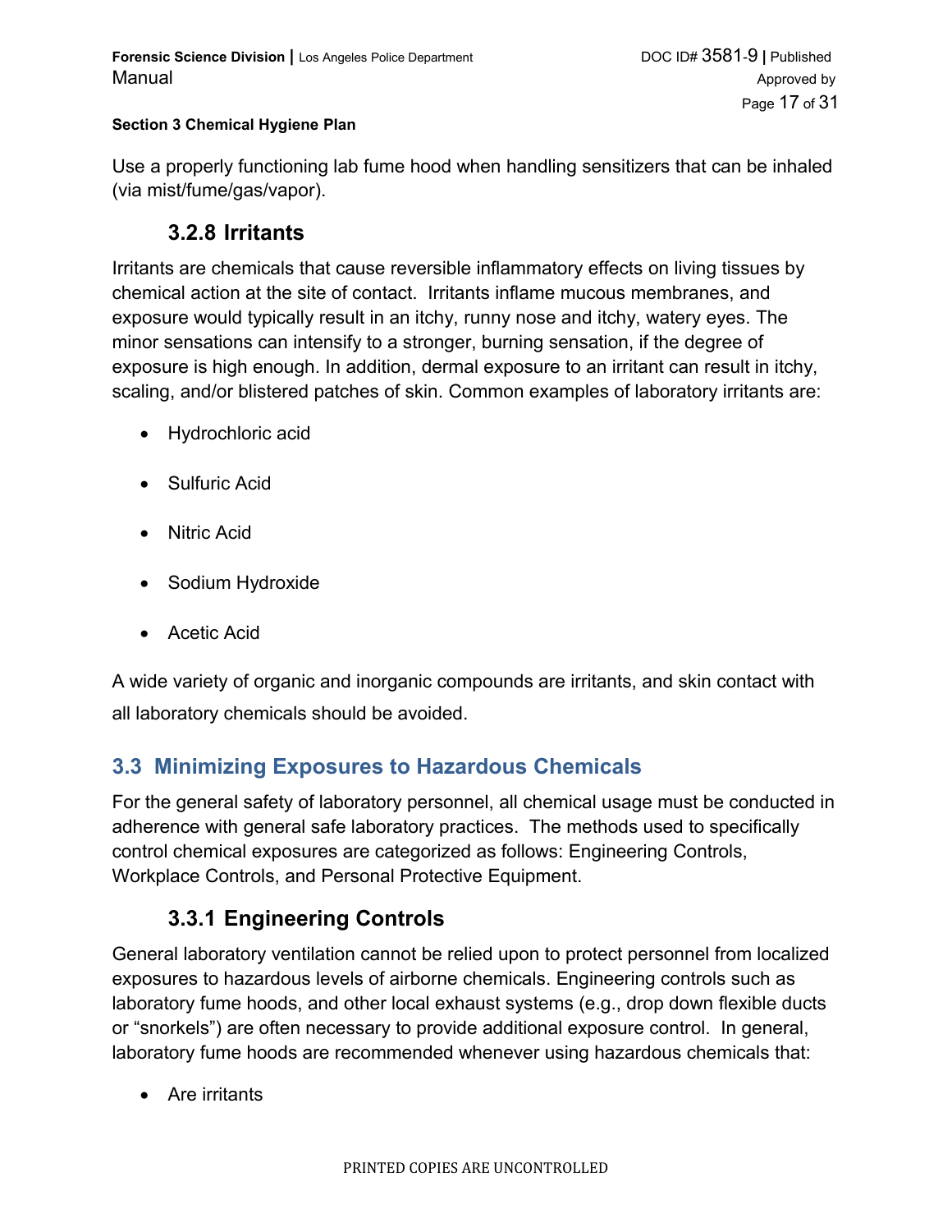Use a properly functioning lab fume hood when handling sensitizers that can be inhaled (via mist/fume/gas/vapor).

### 3.2.8 Irritants

Irritants are chemicals that cause reversible inflammatory effects on living tissues by chemical action at the site of contact. Irritants inflame mucous membranes, and exposure would typically result in an itchy, runny nose and itchy, watery eyes. The minor sensations can intensify to a stronger, burning sensation, if the degree of exposure is high enough. In addition, dermal exposure to an irritant can result in itchy, scaling, and/or blistered patches of skin. Common examples of laboratory irritants are:

- Hydrochloric acid
- Sulfuric Acid
- Nitric Acid
- Sodium Hydroxide
- Acetic Acid

A wide variety of organic and inorganic compounds are irritants, and skin contact with all laboratory chemicals should be avoided.

## 3.3 Minimizing Exposures to Hazardous Chemicals

For the general safety of laboratory personnel, all chemical usage must be conducted in adherence with general safe laboratory practices. The methods used to specifically control chemical exposures are categorized as follows: Engineering Controls, Workplace Controls, and Personal Protective Equipment.

### 3.3.1 Engineering Controls

General laboratory ventilation cannot be relied upon to protect personnel from localized exposures to hazardous levels of airborne chemicals. Engineering controls such as laboratory fume hoods, and other local exhaust systems (e.g., drop down flexible ducts or "snorkels") are often necessary to provide additional exposure control. In general, laboratory fume hoods are recommended whenever using hazardous chemicals that:

- Are irritants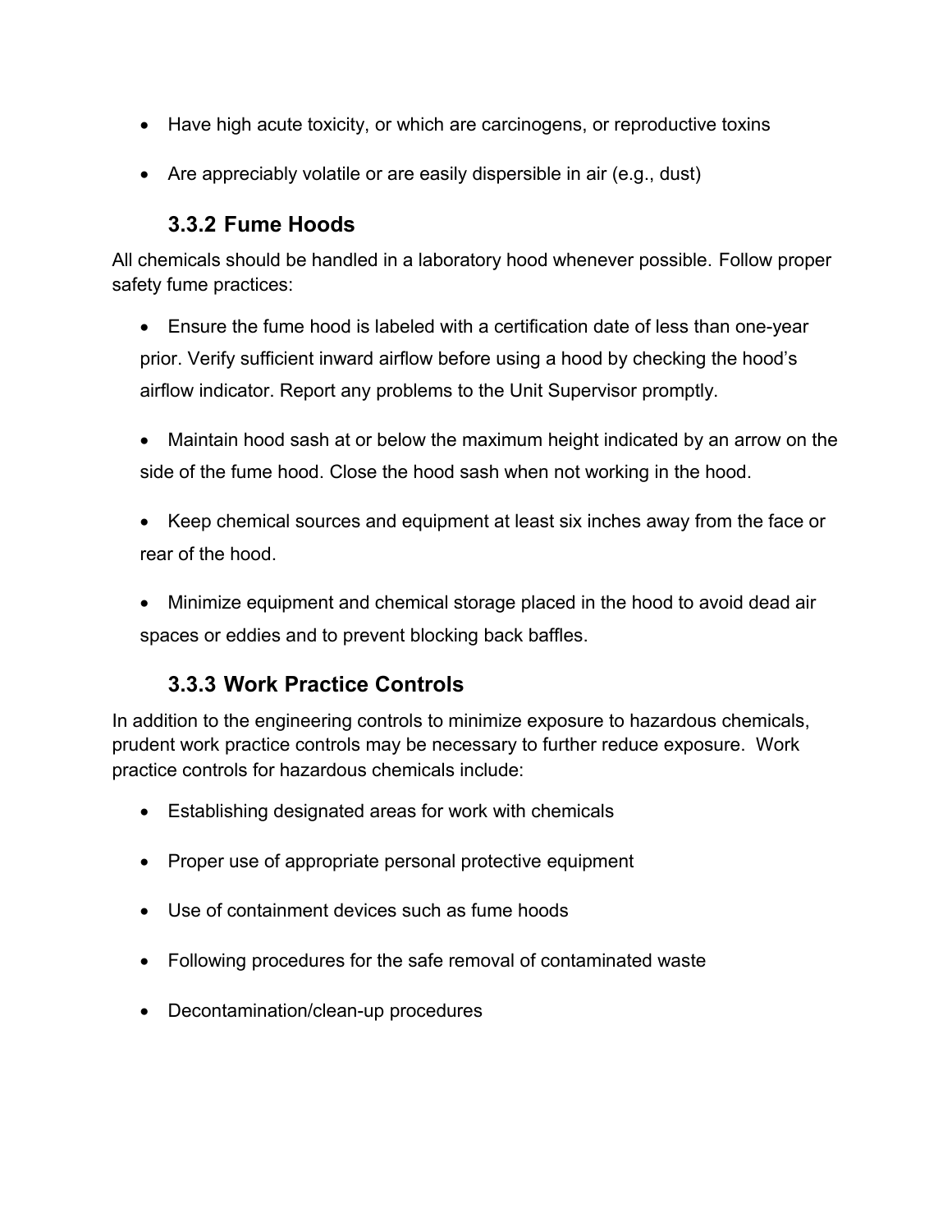- Have high acute toxicity, or which are carcinogens, or reproductive toxins
- Are appreciably volatile or are easily dispersible in air (e.g., dust)

### 3.3.2 Fume Hoods

All chemicals should be handled in a laboratory hood whenever possible. Follow proper safety fume practices:

- Ensure the fume hood is labeled with a certification date of less than one-year prior. Verify sufficient inward airflow before using a hood by checking the hood's airflow indicator. Report any problems to the Unit Supervisor promptly.
- Maintain hood sash at or below the maximum height indicated by an arrow on the side of the fume hood. Close the hood sash when not working in the hood.
- Keep chemical sources and equipment at least six inches away from the face or rear of the hood.
- Minimize equipment and chemical storage placed in the hood to avoid dead air spaces or eddies and to prevent blocking back baffles.

### 3.3.3 Work Practice Controls

In addition to the engineering controls to minimize exposure to hazardous chemicals, prudent work practice controls may be necessary to further reduce exposure. Work practice controls for hazardous chemicals include:

- Establishing designated areas for work with chemicals
- Proper use of appropriate personal protective equipment
- Use of containment devices such as fume hoods
- Following procedures for the safe removal of contaminated waste
- Decontamination/clean-up procedures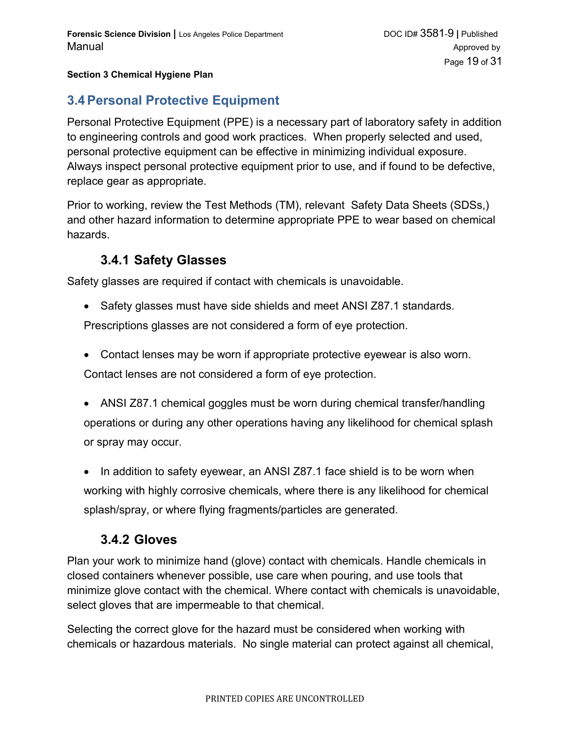## 3.4 Personal Protective Equipment

Personal Protective Equipment (PPE) is a necessary part of laboratory safety in addition to engineering controls and good work practices. When properly selected and used, personal protective equipment can be effective in minimizing individual exposure. Always inspect personal protective equipment prior to use, and if found to be defective, replace gear as appropriate.

Prior to working, review the Test Methods (TM), relevant Safety Data Sheets (SDSs,) and other hazard information to determine appropriate PPE to wear based on chemical hazards.

### 3.4.1 Safety Glasses

Safety glasses are required if contact with chemicals is unavoidable.

- Safety glasses must have side shields and meet ANSI Z87.1 standards. Prescriptions glasses are not considered a form of eye protection.
- Contact lenses may be worn if appropriate protective eyewear is also worn. Contact lenses are not considered a form of eye protection.
- ANSI Z87.1 chemical goggles must be worn during chemical transfer/handling operations or during any other operations having any likelihood for chemical splash or spray may occur.
- In addition to safety eyewear, an ANSI Z87.1 face shield is to be worn when working with highly corrosive chemicals, where there is any likelihood for chemical splash/spray, or where flying fragments/particles are generated.

### 3.4.2 Gloves

Plan your work to minimize hand (glove) contact with chemicals. Handle chemicals in closed containers whenever possible, use care when pouring, and use tools that minimize glove contact with the chemical. Where contact with chemicals is unavoidable, select gloves that are impermeable to that chemical.

Selecting the correct glove for the hazard must be considered when working with chemicals or hazardous materials. No single material can protect against all chemical,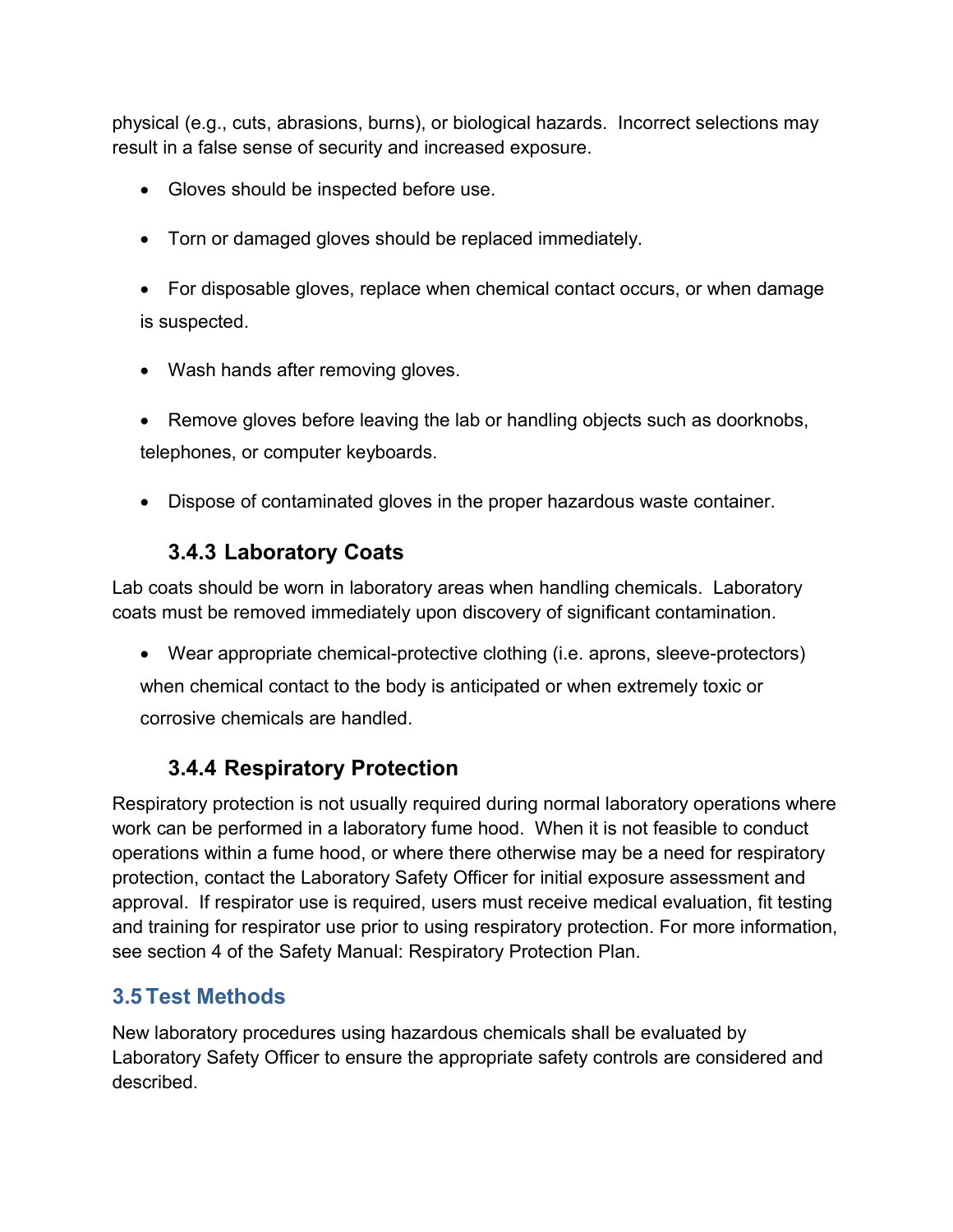physical (e.g., cuts, abrasions, burns), or biological hazards.  Incorrect selections may result in a false sense of security and increased exposure.

- Gloves should be inspected before use.
- Torn or damaged gloves should be replaced immediately.
- For disposable gloves, replace when chemical contact occurs, or when damage is suspected.
- Wash hands after removing gloves.
- Remove gloves before leaving the lab or handling objects such as doorknobs, telephones, or computer keyboards.
- Dispose of contaminated gloves in the proper hazardous waste container.

### 3.4.3 Laboratory Coats

Lab coats should be worn in laboratory areas when handling chemicals.  Laboratory coats must be removed immediately upon discovery of significant contamination.

- Wear appropriate chemical-protective clothing (i.e. aprons, sleeve-protectors) when chemical contact to the body is anticipated or when extremely toxic or corrosive chemicals are handled.

### 3.4.4 Respiratory Protection

Respiratory protection is not usually required during normal laboratory operations where work can be performed in a laboratory fume hood.  When it is not feasible to conduct operations within a fume hood, or where there otherwise may be a need for respiratory protection, contact the Laboratory Safety Officer for initial exposure assessment and approval.  If respirator use is required, users must receive medical evaluation, fit testing and training for respirator use prior to using respiratory protection. For more information, see section 4 of the Safety Manual: Respiratory Protection Plan.

## 3.5 Test Methods

New laboratory procedures using hazardous chemicals shall be evaluated by Laboratory Safety Officer to ensure the appropriate safety controls are considered and described.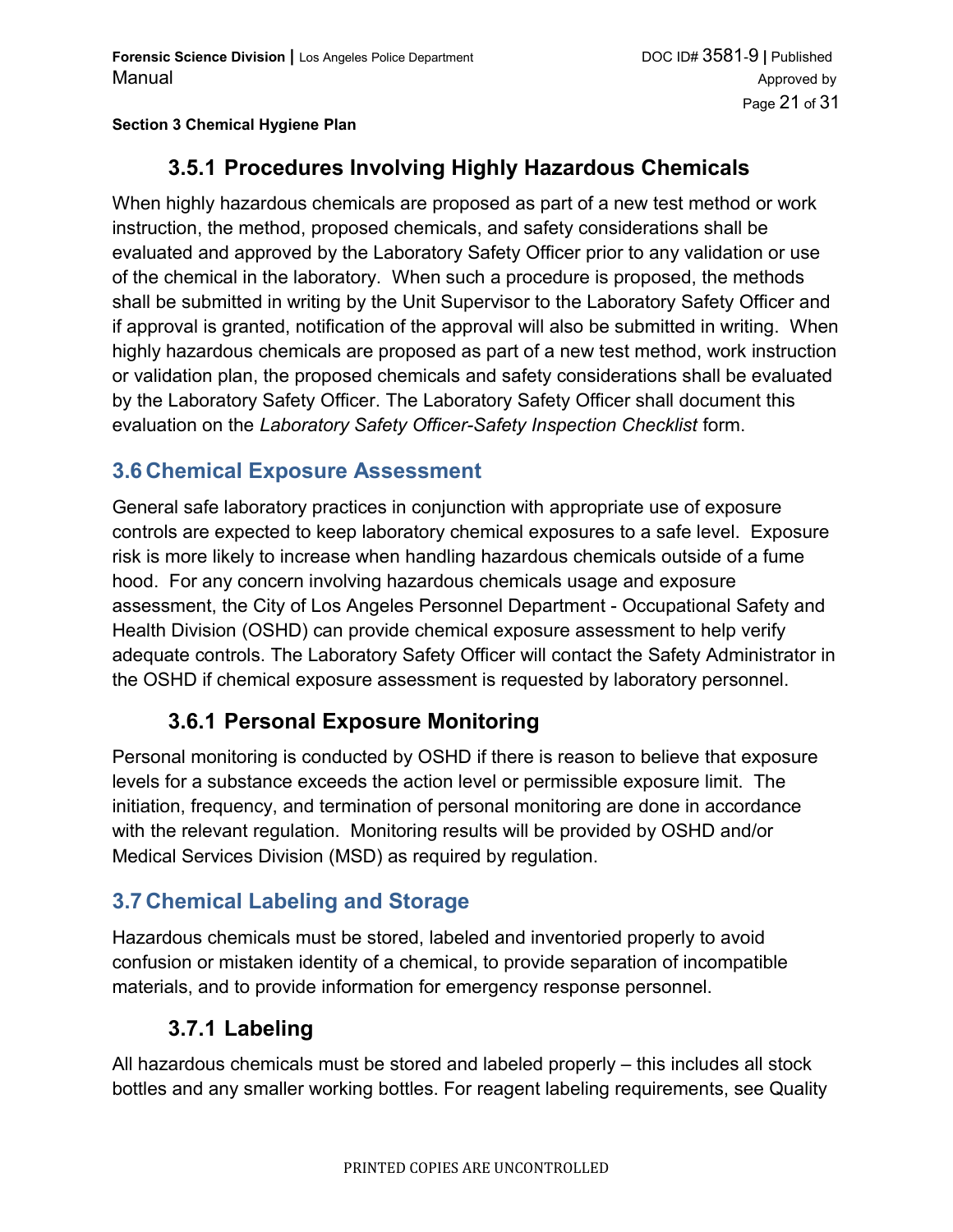### 3.5.1 Procedures Involving Highly Hazardous Chemicals

When highly hazardous chemicals are proposed as part of a new test method or work instruction, the method, proposed chemicals, and safety considerations shall be evaluated and approved by the Laboratory Safety Officer prior to any validation or use of the chemical in the laboratory. When such a procedure is proposed, the methods shall be submitted in writing by the Unit Supervisor to the Laboratory Safety Officer and if approval is granted, notification of the approval will also be submitted in writing. When highly hazardous chemicals are proposed as part of a new test method, work instruction or validation plan, the proposed chemicals and safety considerations shall be evaluated by the Laboratory Safety Officer. The Laboratory Safety Officer shall document this evaluation on the *Laboratory Safety Officer-Safety Inspection Checklist* form.

## 3.6 Chemical Exposure Assessment

General safe laboratory practices in conjunction with appropriate use of exposure controls are expected to keep laboratory chemical exposures to a safe level. Exposure risk is more likely to increase when handling hazardous chemicals outside of a fume hood. For any concern involving hazardous chemicals usage and exposure assessment, the City of Los Angeles Personnel Department - Occupational Safety and Health Division (OSHD) can provide chemical exposure assessment to help verify adequate controls. The Laboratory Safety Officer will contact the Safety Administrator in the OSHD if chemical exposure assessment is requested by laboratory personnel.

### 3.6.1 Personal Exposure Monitoring

Personal monitoring is conducted by OSHD if there is reason to believe that exposure levels for a substance exceeds the action level or permissible exposure limit. The initiation, frequency, and termination of personal monitoring are done in accordance with the relevant regulation. Monitoring results will be provided by OSHD and/or Medical Services Division (MSD) as required by regulation.

## 3.7 Chemical Labeling and Storage

Hazardous chemicals must be stored, labeled and inventoried properly to avoid confusion or mistaken identity of a chemical, to provide separation of incompatible materials, and to provide information for emergency response personnel.

### 3.7.1 Labeling

All hazardous chemicals must be stored and labeled properly – this includes all stock bottles and any smaller working bottles. For reagent labeling requirements, see Quality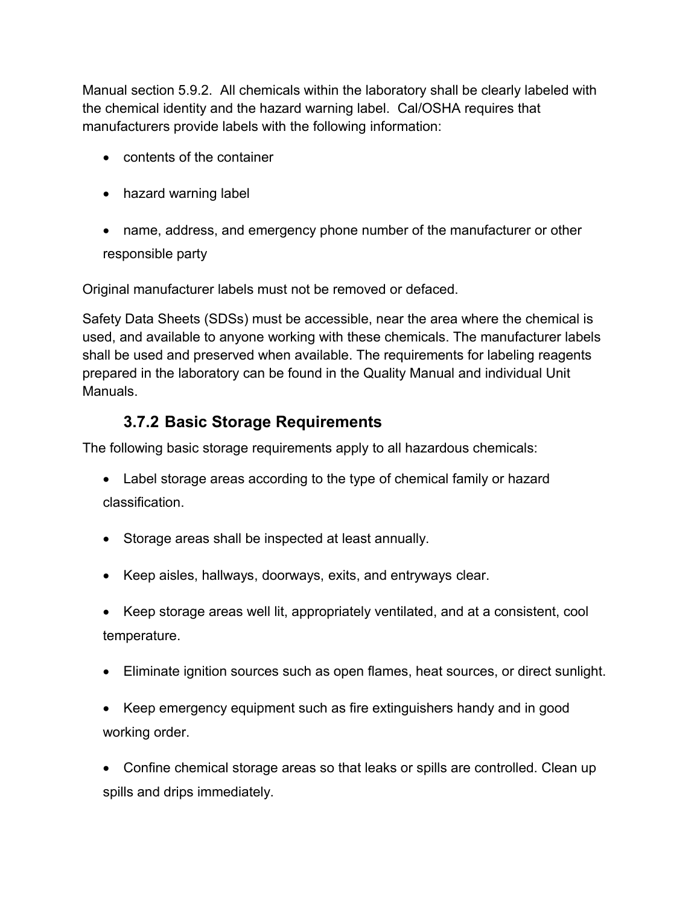Manual section 5.9.2. All chemicals within the laboratory shall be clearly labeled with the chemical identity and the hazard warning label. Cal/OSHA requires that manufacturers provide labels with the following information:

- contents of the container
- hazard warning label
- name, address, and emergency phone number of the manufacturer or other responsible party

Original manufacturer labels must not be removed or defaced.

Safety Data Sheets (SDSs) must be accessible, near the area where the chemical is used, and available to anyone working with these chemicals. The manufacturer labels shall be used and preserved when available. The requirements for labeling reagents prepared in the laboratory can be found in the Quality Manual and individual Unit Manuals.

### 3.7.2 Basic Storage Requirements

The following basic storage requirements apply to all hazardous chemicals:

- Label storage areas according to the type of chemical family or hazard classification.
- Storage areas shall be inspected at least annually.
- Keep aisles, hallways, doorways, exits, and entryways clear.
- Keep storage areas well lit, appropriately ventilated, and at a consistent, cool temperature.
- Eliminate ignition sources such as open flames, heat sources, or direct sunlight.
- Keep emergency equipment such as fire extinguishers handy and in good working order.
- Confine chemical storage areas so that leaks or spills are controlled. Clean up spills and drips immediately.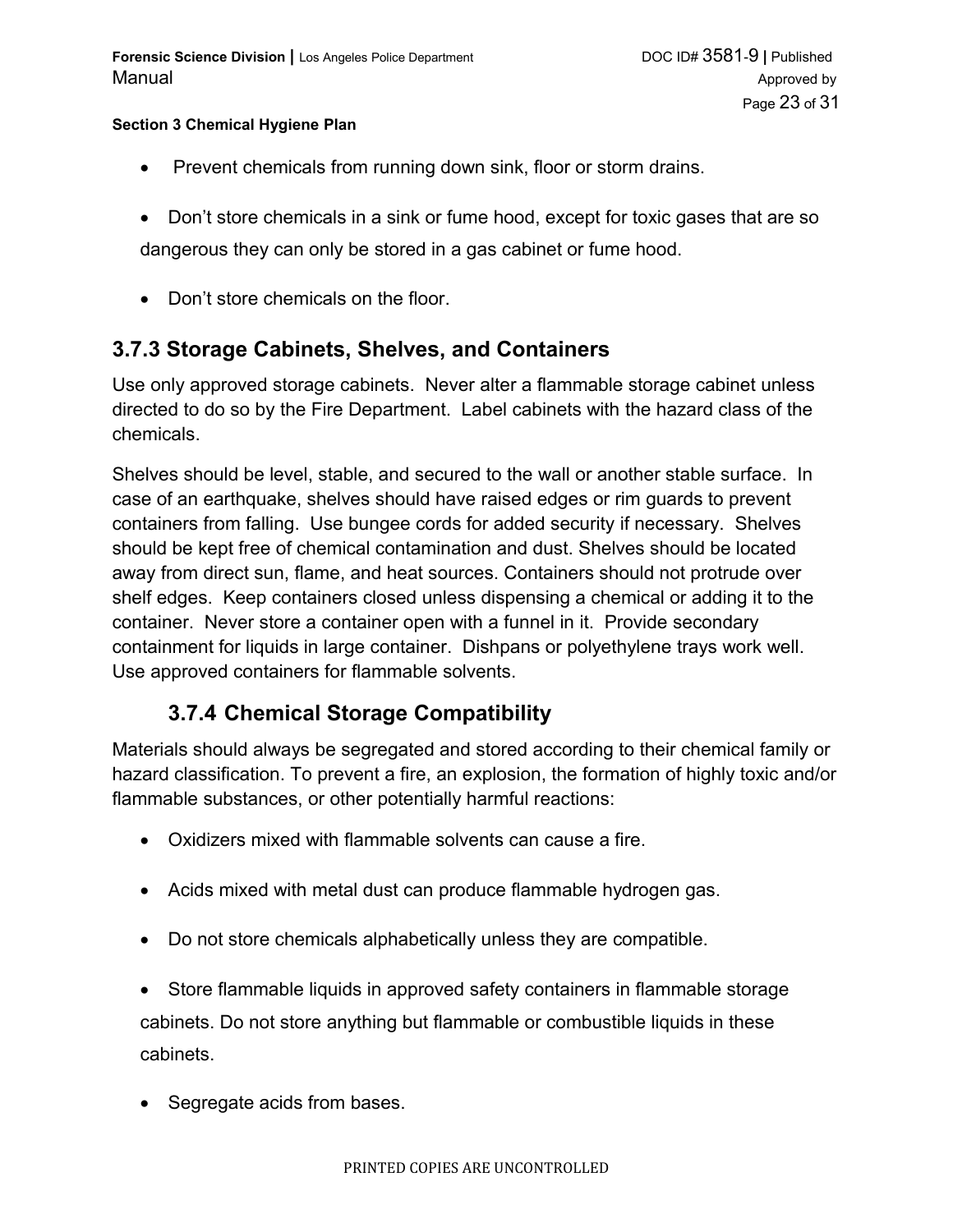- Prevent chemicals from running down sink, floor or storm drains.

- Don't store chemicals in a sink or fume hood, except for toxic gases that are so dangerous they can only be stored in a gas cabinet or fume hood.

- Don't store chemicals on the floor.

## 3.7.3 Storage Cabinets, Shelves, and Containers

Use only approved storage cabinets. Never alter a flammable storage cabinet unless directed to do so by the Fire Department. Label cabinets with the hazard class of the chemicals.

Shelves should be level, stable, and secured to the wall or another stable surface. In case of an earthquake, shelves should have raised edges or rim guards to prevent containers from falling. Use bungee cords for added security if necessary. Shelves should be kept free of chemical contamination and dust. Shelves should be located away from direct sun, flame, and heat sources. Containers should not protrude over shelf edges. Keep containers closed unless dispensing a chemical or adding it to the container. Never store a container open with a funnel in it. Provide secondary containment for liquids in large container. Dishpans or polyethylene trays work well. Use approved containers for flammable solvents.

## 3.7.4 Chemical Storage Compatibility

Materials should always be segregated and stored according to their chemical family or hazard classification. To prevent a fire, an explosion, the formation of highly toxic and/or flammable substances, or other potentially harmful reactions:

- Oxidizers mixed with flammable solvents can cause a fire.

- Acids mixed with metal dust can produce flammable hydrogen gas.

- Do not store chemicals alphabetically unless they are compatible.

- Store flammable liquids in approved safety containers in flammable storage cabinets. Do not store anything but flammable or combustible liquids in these cabinets.

- Segregate acids from bases.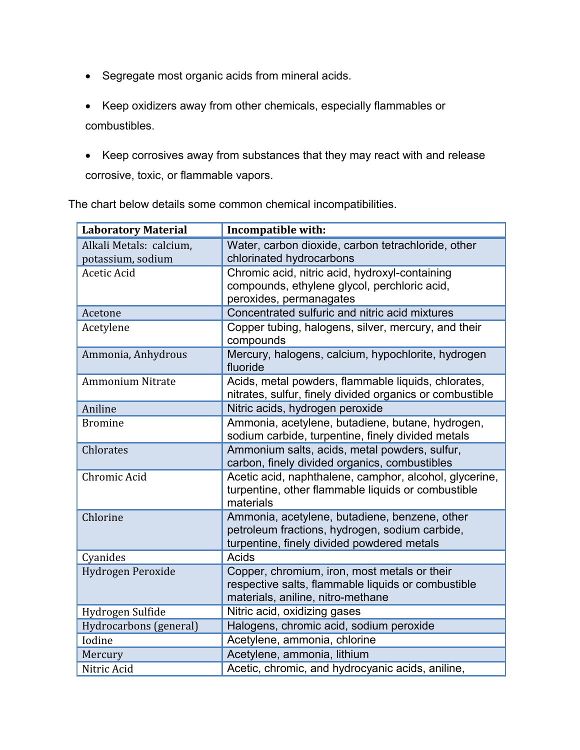- Segregate most organic acids from mineral acids.
- Keep oxidizers away from other chemicals, especially flammables or combustibles.
- Keep corrosives away from substances that they may react with and release corrosive, toxic, or flammable vapors.

The chart below details some common chemical incompatibilities.

| Laboratory Material | Incompatible with: |
|---|---|
| Alkali Metals: calcium, potassium, sodium | Water, carbon dioxide, carbon tetrachloride, other chlorinated hydrocarbons |
| Acetic Acid | Chromic acid, nitric acid, hydroxyl-containing compounds, ethylene glycol, perchloric acid, peroxides, permanagates |
| Acetone | Concentrated sulfuric and nitric acid mixtures |
| Acetylene | Copper tubing, halogens, silver, mercury, and their compounds |
| Ammonia, Anhydrous | Mercury, halogens, calcium, hypochlorite, hydrogen fluoride |
| Ammonium Nitrate | Acids, metal powders, flammable liquids, chlorates, nitrates, sulfur, finely divided organics or combustible |
| Aniline | Nitric acids, hydrogen peroxide |
| Bromine | Ammonia, acetylene, butadiene, butane, hydrogen, sodium carbide, turpentine, finely divided metals |
| Chlorates | Ammonium salts, acids, metal powders, sulfur, carbon, finely divided organics, combustibles |
| Chromic Acid | Acetic acid, naphthalene, camphor, alcohol, glycerine, turpentine, other flammable liquids or combustible materials |
| Chlorine | Ammonia, acetylene, butadiene, benzene, other petroleum fractions, hydrogen, sodium carbide, turpentine, finely divided powdered metals |
| Cyanides | Acids |
| Hydrogen Peroxide | Copper, chromium, iron, most metals or their respective salts, flammable liquids or combustible materials, aniline, nitro-methane |
| Hydrogen Sulfide | Nitric acid, oxidizing gases |
| Hydrocarbons (general) | Halogens, chromic acid, sodium peroxide |
| Iodine | Acetylene, ammonia, chlorine |
| Mercury | Acetylene, ammonia, lithium |
| Nitric Acid | Acetic, chromic, and hydrocyanic acids, aniline, |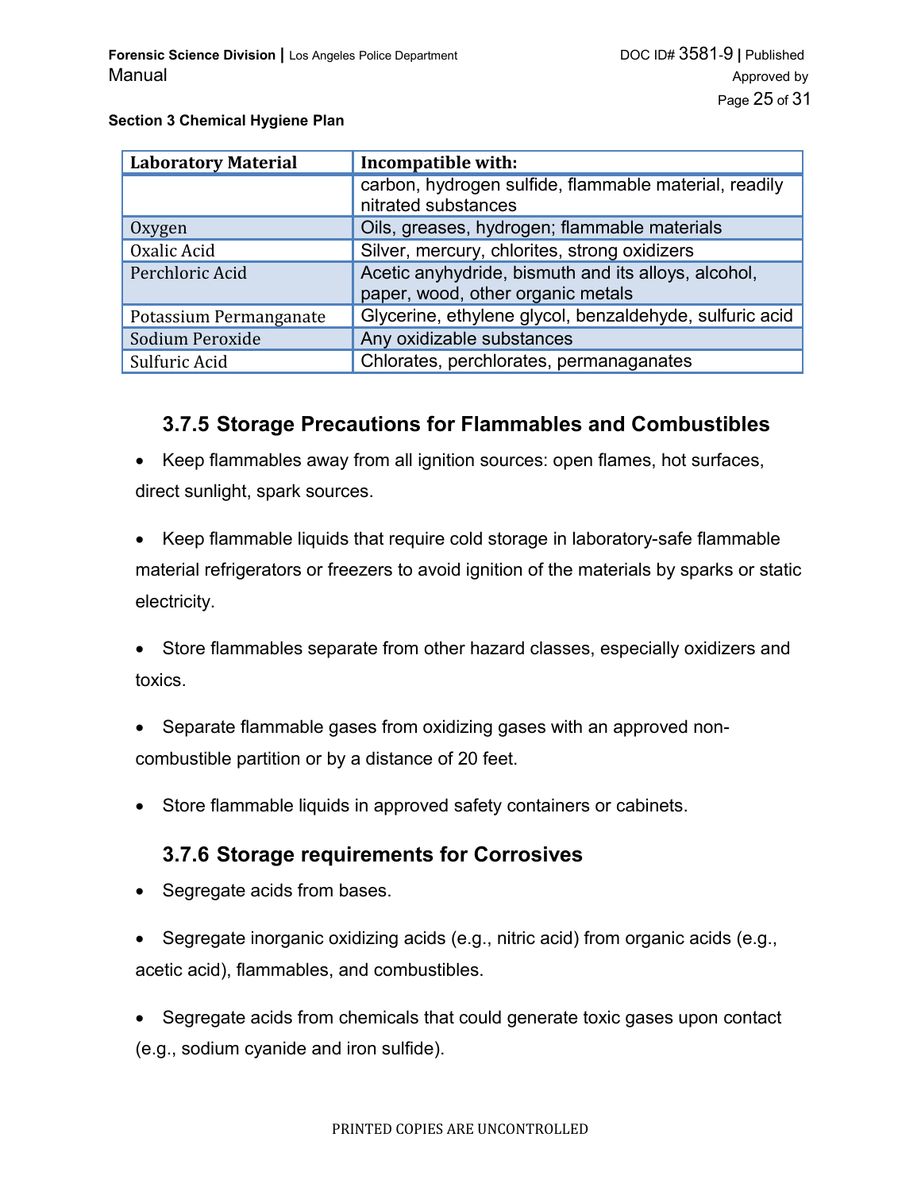**Section 3 Chemical Hygiene Plan**

| Laboratory Material | Incompatible with: |
| --- | --- |
| | carbon, hydrogen sulfide, flammable material, readily nitrated substances |
| Oxygen | Oils, greases, hydrogen; flammable materials |
| Oxalic Acid | Silver, mercury, chlorites, strong oxidizers |
| Perchloric Acid | Acetic anhydride, bismuth and its alloys, alcohol, paper, wood, other organic metals |
| Potassium Permanganate | Glycerine, ethylene glycol, benzaldehyde, sulfuric acid |
| Sodium Peroxide | Any oxidizable substances |
| Sulfuric Acid | Chlorates, perchlorates, permanaganates |

### 3.7.5 Storage Precautions for Flammables and Combustibles

- Keep flammables away from all ignition sources: open flames, hot surfaces, direct sunlight, spark sources.
- Keep flammable liquids that require cold storage in laboratory-safe flammable material refrigerators or freezers to avoid ignition of the materials by sparks or static electricity.
- Store flammables separate from other hazard classes, especially oxidizers and toxics.
- Separate flammable gases from oxidizing gases with an approved non-combustible partition or by a distance of 20 feet.
- Store flammable liquids in approved safety containers or cabinets.

### 3.7.6 Storage requirements for Corrosives

- Segregate acids from bases.
- Segregate inorganic oxidizing acids (e.g., nitric acid) from organic acids (e.g., acetic acid), flammables, and combustibles.
- Segregate acids from chemicals that could generate toxic gases upon contact (e.g., sodium cyanide and iron sulfide).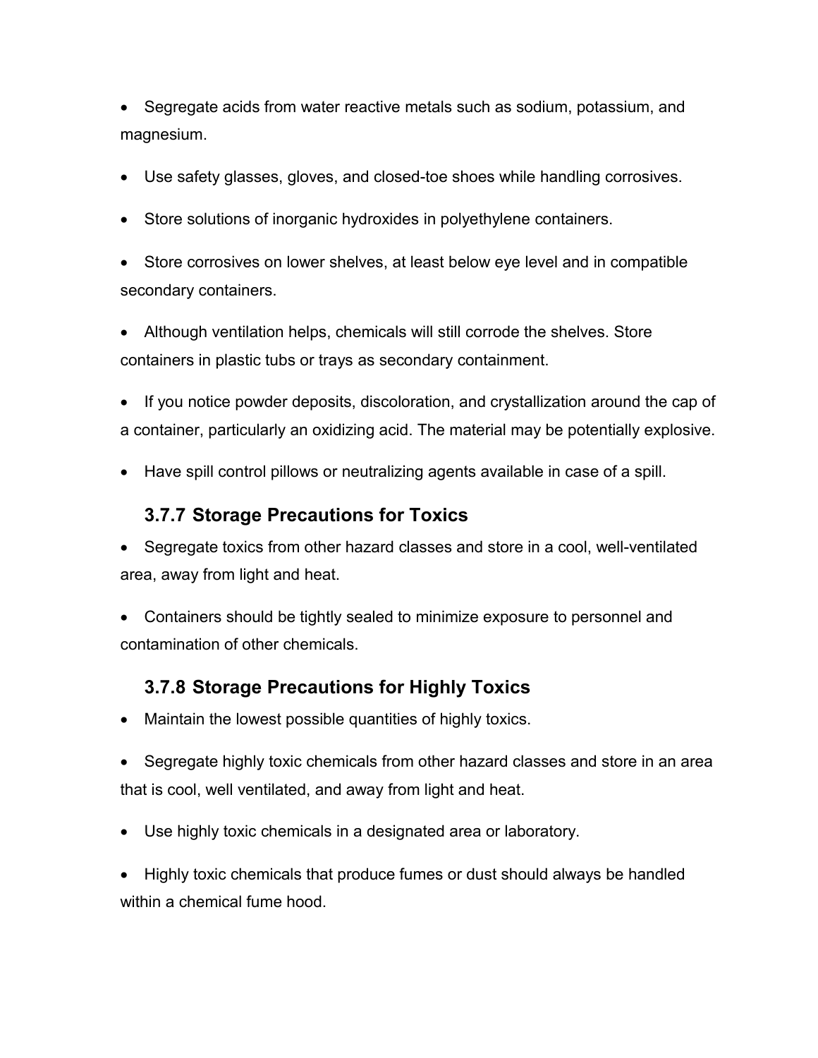- Segregate acids from water reactive metals such as sodium, potassium, and magnesium.
- Use safety glasses, gloves, and closed-toe shoes while handling corrosives.
- Store solutions of inorganic hydroxides in polyethylene containers.
- Store corrosives on lower shelves, at least below eye level and in compatible secondary containers.
- Although ventilation helps, chemicals will still corrode the shelves. Store containers in plastic tubs or trays as secondary containment.
- If you notice powder deposits, discoloration, and crystallization around the cap of a container, particularly an oxidizing acid. The material may be potentially explosive.
- Have spill control pillows or neutralizing agents available in case of a spill.

### 3.7.7 Storage Precautions for Toxics

- Segregate toxics from other hazard classes and store in a cool, well-ventilated area, away from light and heat.
- Containers should be tightly sealed to minimize exposure to personnel and contamination of other chemicals.

### 3.7.8 Storage Precautions for Highly Toxics

- Maintain the lowest possible quantities of highly toxics.
- Segregate highly toxic chemicals from other hazard classes and store in an area that is cool, well ventilated, and away from light and heat.
- Use highly toxic chemicals in a designated area or laboratory.
- Highly toxic chemicals that produce fumes or dust should always be handled within a chemical fume hood.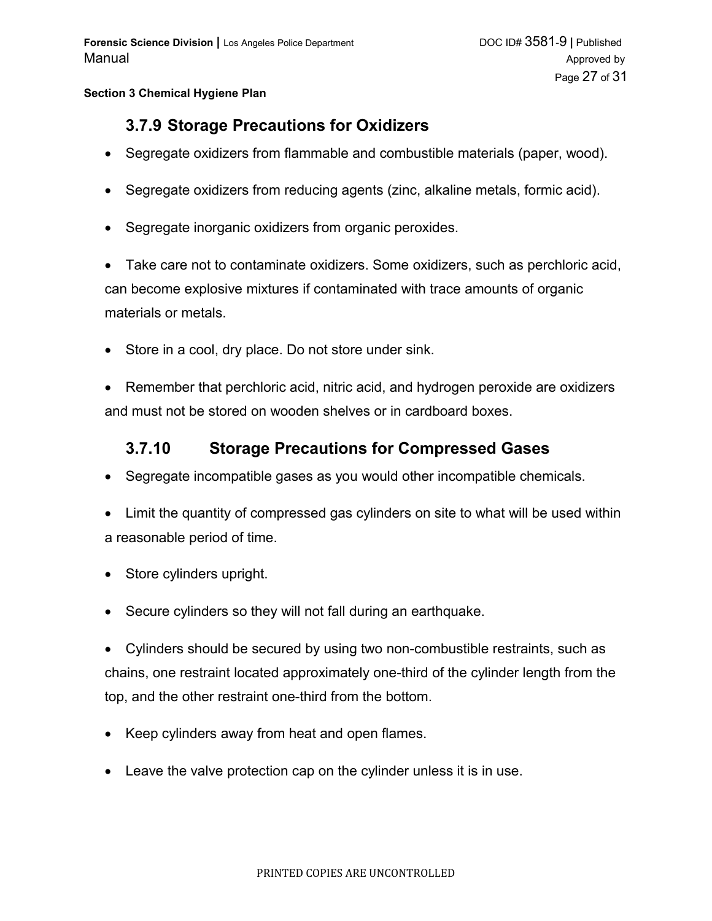### 3.7.9 Storage Precautions for Oxidizers

- Segregate oxidizers from flammable and combustible materials (paper, wood).
- Segregate oxidizers from reducing agents (zinc, alkaline metals, formic acid).
- Segregate inorganic oxidizers from organic peroxides.
- Take care not to contaminate oxidizers. Some oxidizers, such as perchloric acid, can become explosive mixtures if contaminated with trace amounts of organic materials or metals.
- Store in a cool, dry place. Do not store under sink.
- Remember that perchloric acid, nitric acid, and hydrogen peroxide are oxidizers and must not be stored on wooden shelves or in cardboard boxes.

### 3.7.10 Storage Precautions for Compressed Gases

- Segregate incompatible gases as you would other incompatible chemicals.
- Limit the quantity of compressed gas cylinders on site to what will be used within a reasonable period of time.
- Store cylinders upright.
- Secure cylinders so they will not fall during an earthquake.
- Cylinders should be secured by using two non-combustible restraints, such as chains, one restraint located approximately one-third of the cylinder length from the top, and the other restraint one-third from the bottom.
- Keep cylinders away from heat and open flames.
- Leave the valve protection cap on the cylinder unless it is in use.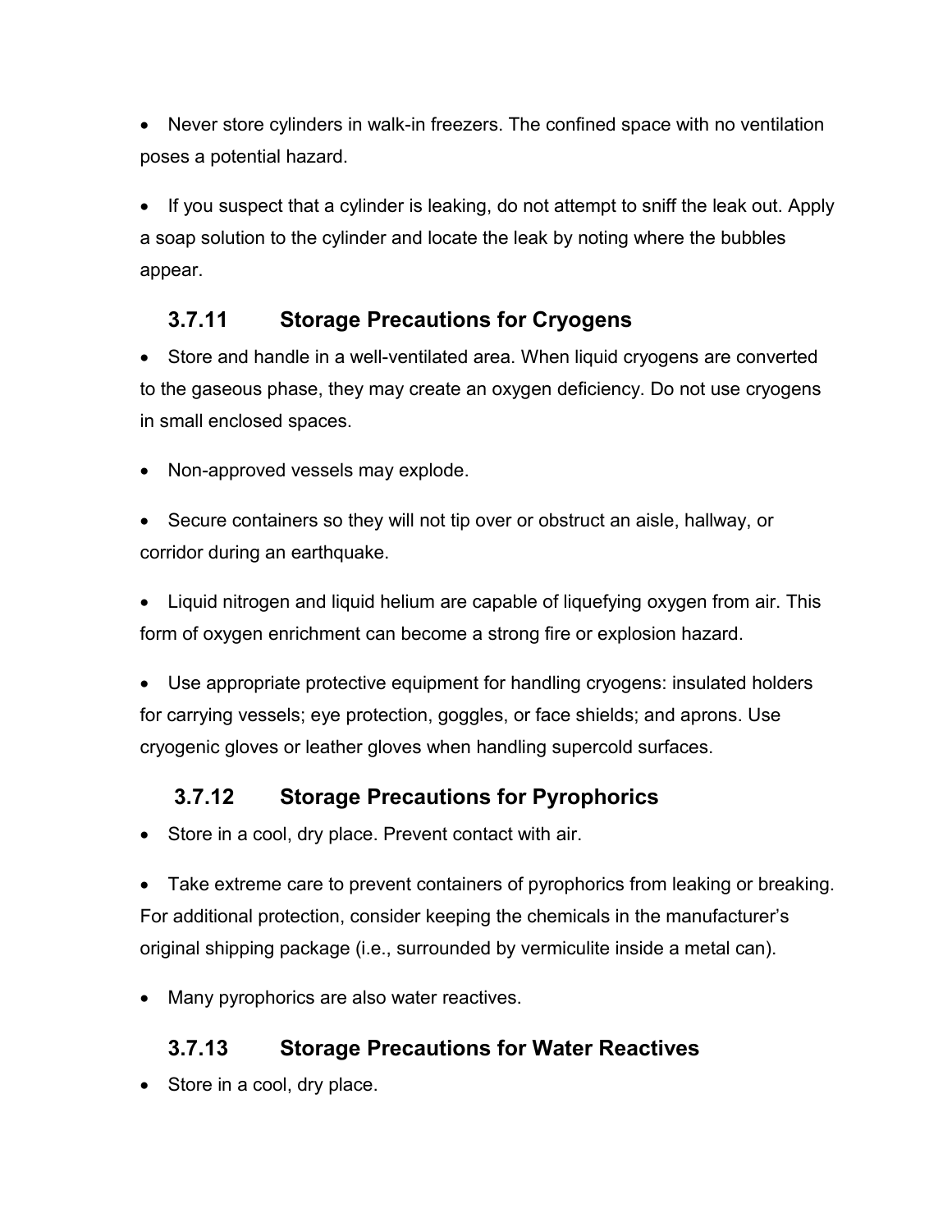- Never store cylinders in walk-in freezers. The confined space with no ventilation poses a potential hazard.

- If you suspect that a cylinder is leaking, do not attempt to sniff the leak out. Apply a soap solution to the cylinder and locate the leak by noting where the bubbles appear.

### 3.7.11 Storage Precautions for Cryogens

- Store and handle in a well-ventilated area. When liquid cryogens are converted to the gaseous phase, they may create an oxygen deficiency. Do not use cryogens in small enclosed spaces.

- Non-approved vessels may explode.

- Secure containers so they will not tip over or obstruct an aisle, hallway, or corridor during an earthquake.

- Liquid nitrogen and liquid helium are capable of liquefying oxygen from air. This form of oxygen enrichment can become a strong fire or explosion hazard.

- Use appropriate protective equipment for handling cryogens: insulated holders for carrying vessels; eye protection, goggles, or face shields; and aprons. Use cryogenic gloves or leather gloves when handling supercold surfaces.

### 3.7.12 Storage Precautions for Pyrophorics

- Store in a cool, dry place. Prevent contact with air.

- Take extreme care to prevent containers of pyrophorics from leaking or breaking. For additional protection, consider keeping the chemicals in the manufacturer's original shipping package (i.e., surrounded by vermiculite inside a metal can).

- Many pyrophorics are also water reactives.

### 3.7.13 Storage Precautions for Water Reactives

- Store in a cool, dry place.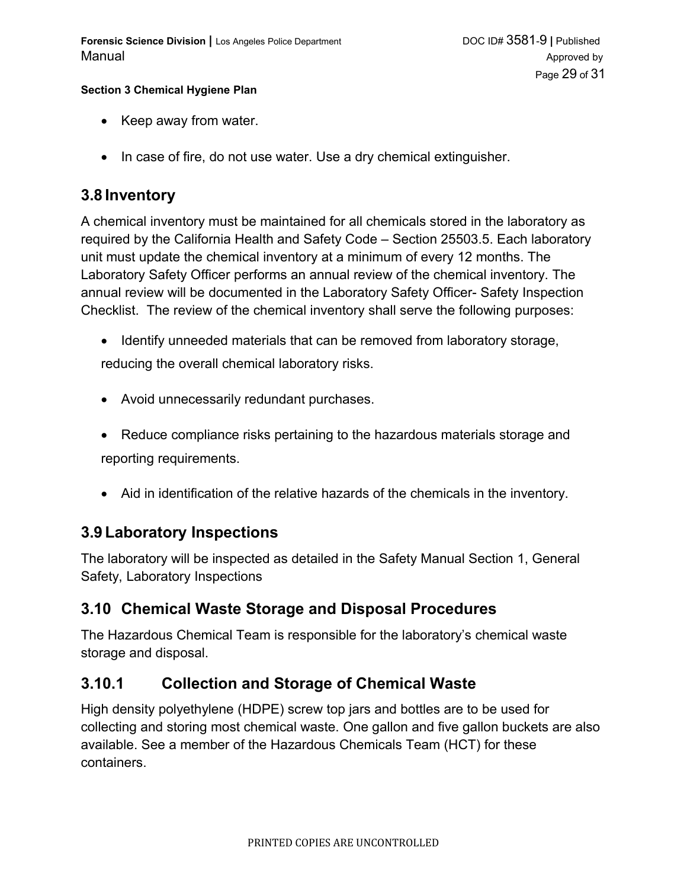- Keep away from water.

- In case of fire, do not use water. Use a dry chemical extinguisher.

## 3.8 Inventory

A chemical inventory must be maintained for all chemicals stored in the laboratory as required by the California Health and Safety Code – Section 25503.5. Each laboratory unit must update the chemical inventory at a minimum of every 12 months. The Laboratory Safety Officer performs an annual review of the chemical inventory. The annual review will be documented in the Laboratory Safety Officer- Safety Inspection Checklist. The review of the chemical inventory shall serve the following purposes:

- Identify unneeded materials that can be removed from laboratory storage, reducing the overall chemical laboratory risks.

- Avoid unnecessarily redundant purchases.

- Reduce compliance risks pertaining to the hazardous materials storage and reporting requirements.

- Aid in identification of the relative hazards of the chemicals in the inventory.

## 3.9 Laboratory Inspections

The laboratory will be inspected as detailed in the Safety Manual Section 1, General Safety, Laboratory Inspections

## 3.10 Chemical Waste Storage and Disposal Procedures

The Hazardous Chemical Team is responsible for the laboratory's chemical waste storage and disposal.

### 3.10.1 Collection and Storage of Chemical Waste

High density polyethylene (HDPE) screw top jars and bottles are to be used for collecting and storing most chemical waste. One gallon and five gallon buckets are also available. See a member of the Hazardous Chemicals Team (HCT) for these containers.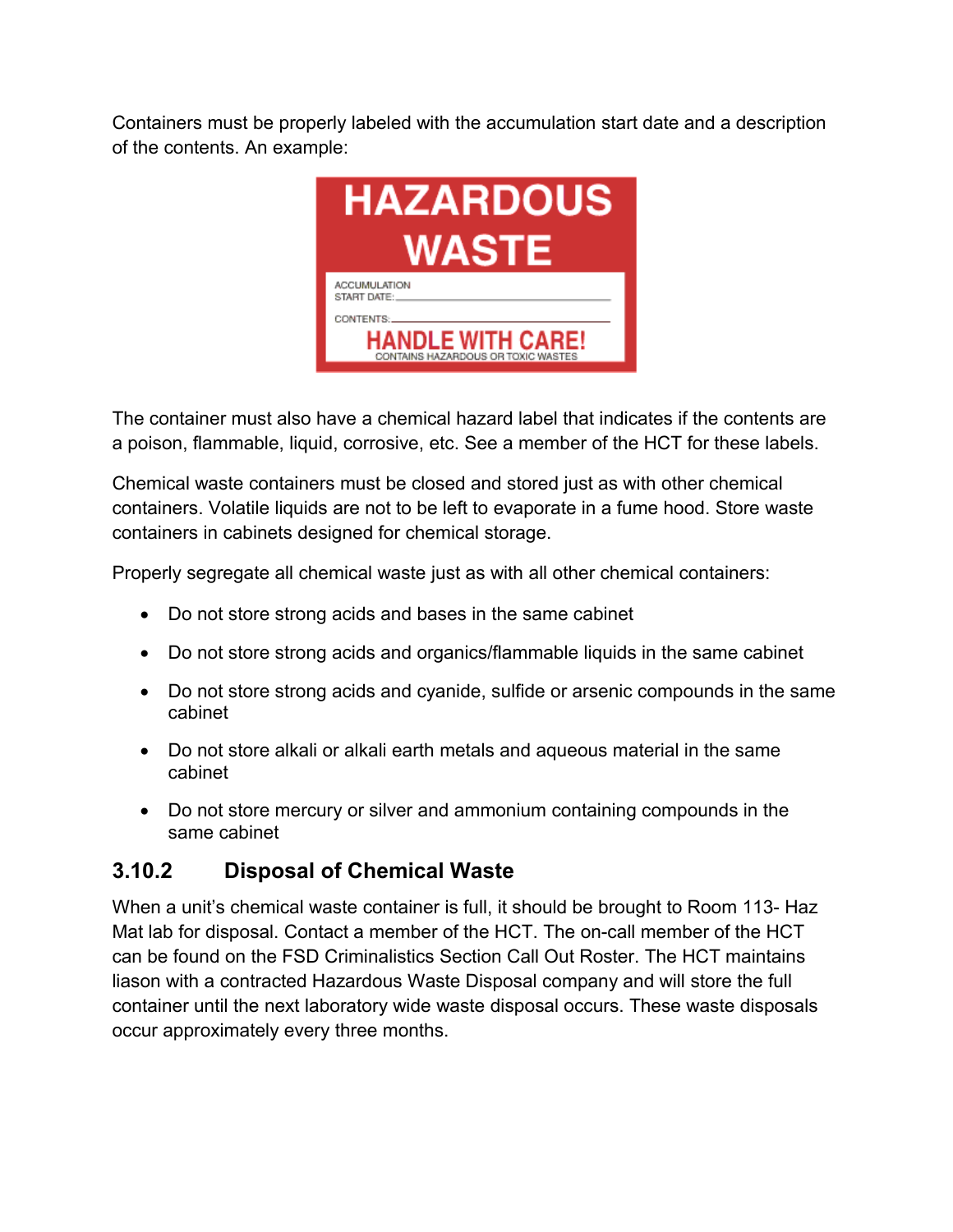Containers must be properly labeled with the accumulation start date and a description of the contents. An example:

HAZARDOUS WASTE

ACCUMULATION START DATE: \_\_\_\_\_\_\_\_\_\_

CONTENTS: \_\_\_\_\_\_\_\_\_\_

HANDLE WITH CARE!

CONTAINS HAZARDOUS OR TOXIC WASTES

The container must also have a chemical hazard label that indicates if the contents are a poison, flammable, liquid, corrosive, etc. See a member of the HCT for these labels.

Chemical waste containers must be closed and stored just as with other chemical containers. Volatile liquids are not to be left to evaporate in a fume hood. Store waste containers in cabinets designed for chemical storage.

Properly segregate all chemical waste just as with all other chemical containers:

- Do not store strong acids and bases in the same cabinet
- Do not store strong acids and organics/flammable liquids in the same cabinet
- Do not store strong acids and cyanide, sulfide or arsenic compounds in the same cabinet
- Do not store alkali or alkali earth metals and aqueous material in the same cabinet
- Do not store mercury or silver and ammonium containing compounds in the same cabinet

### 3.10.2 Disposal of Chemical Waste

When a unit's chemical waste container is full, it should be brought to Room 113- Haz Mat lab for disposal. Contact a member of the HCT. The on-call member of the HCT can be found on the FSD Criminalistics Section Call Out Roster. The HCT maintains liason with a contracted Hazardous Waste Disposal company and will store the full container until the next laboratory wide waste disposal occurs. These waste disposals occur approximately every three months.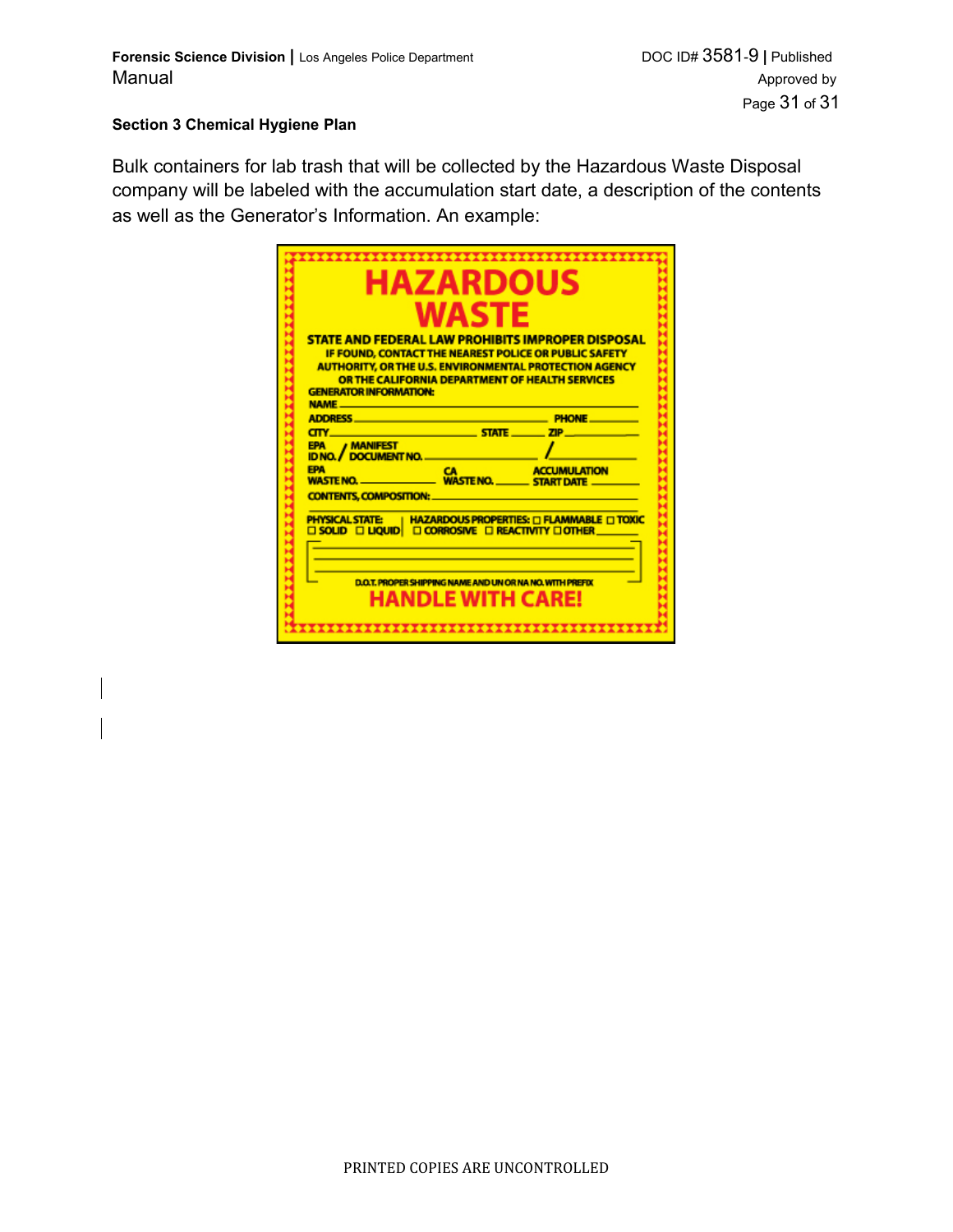### Section 3 Chemical Hygiene Plan

Bulk containers for lab trash that will be collected by the Hazardous Waste Disposal company will be labeled with the accumulation start date, a description of the contents as well as the Generator's Information. An example:

HAZARDOUS WASTE

STATE AND FEDERAL LAW PROHIBITS IMPROPER DISPOSAL

IF FOUND, CONTACT THE NEAREST POLICE OR PUBLIC SAFETY AUTHORITY, OR THE U.S. ENVIRONMENTAL PROTECTION AGENCY OR THE CALIFORNIA DEPARTMENT OF HEALTH SERVICES

GENERATOR INFORMATION:

NAME ______________________________

ADDRESS ______________________ PHONE __________

CITY __________________ STATE ______ ZIP __________

EPA ID NO. / MANIFEST DOCUMENT NO. ______________ / ______________

EPA WASTE NO. __________ CA WASTE NO. ______ ACCUMULATION START DATE __________

CONTENTS, COMPOSITION: ______________________________

PHYSICAL STATE: ☐ SOLID ☐ LIQUID | HAZARDOUS PROPERTIES: ☐ FLAMMABLE ☐ TOXIC ☐ CORROSIVE ☐ REACTIVITY ☐ OTHER __________

D.O.T. PROPER SHIPPING NAME AND UN OR NA NO. WITH PREFIX

HANDLE WITH CARE!